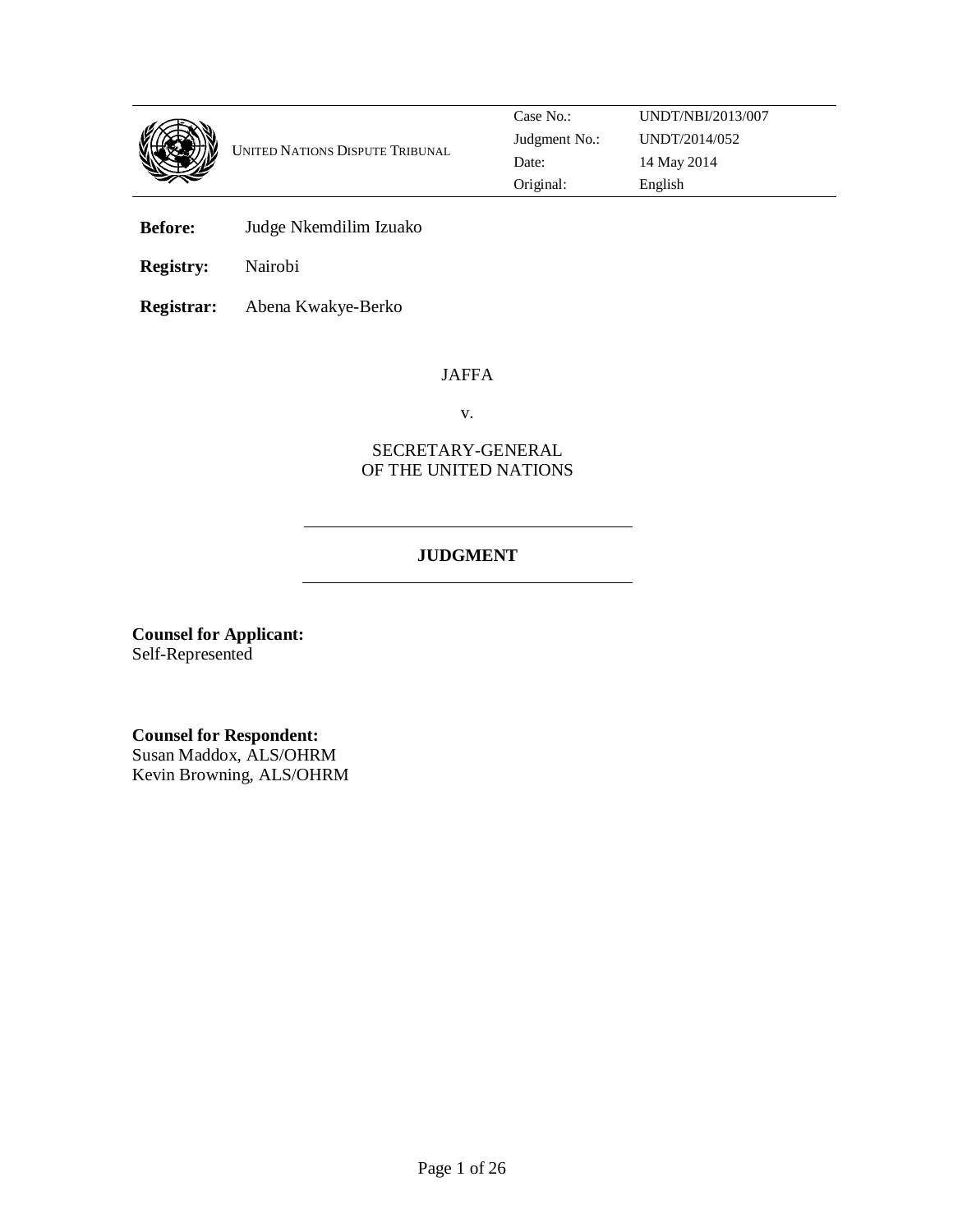UNITED NATIONS DISPUTE TRIBUNAL

| | |
|---|---|
| Case No.: | UNDT/NBI/2013/007 |
| Judgment No.: | UNDT/2014/052 |
| Date: | 14 May 2014 |
| Original: | English |

**Before:** Judge Nkemdilim Izuako

**Registry:** Nairobi

**Registrar:** Abena Kwakye-Berko

JAFFA

v.

SECRETARY-GENERAL
OF THE UNITED NATIONS

## JUDGMENT

**Counsel for Applicant:**
Self-Represented

**Counsel for Respondent:**
Susan Maddox, ALS/OHRM
Kevin Browning, ALS/OHRM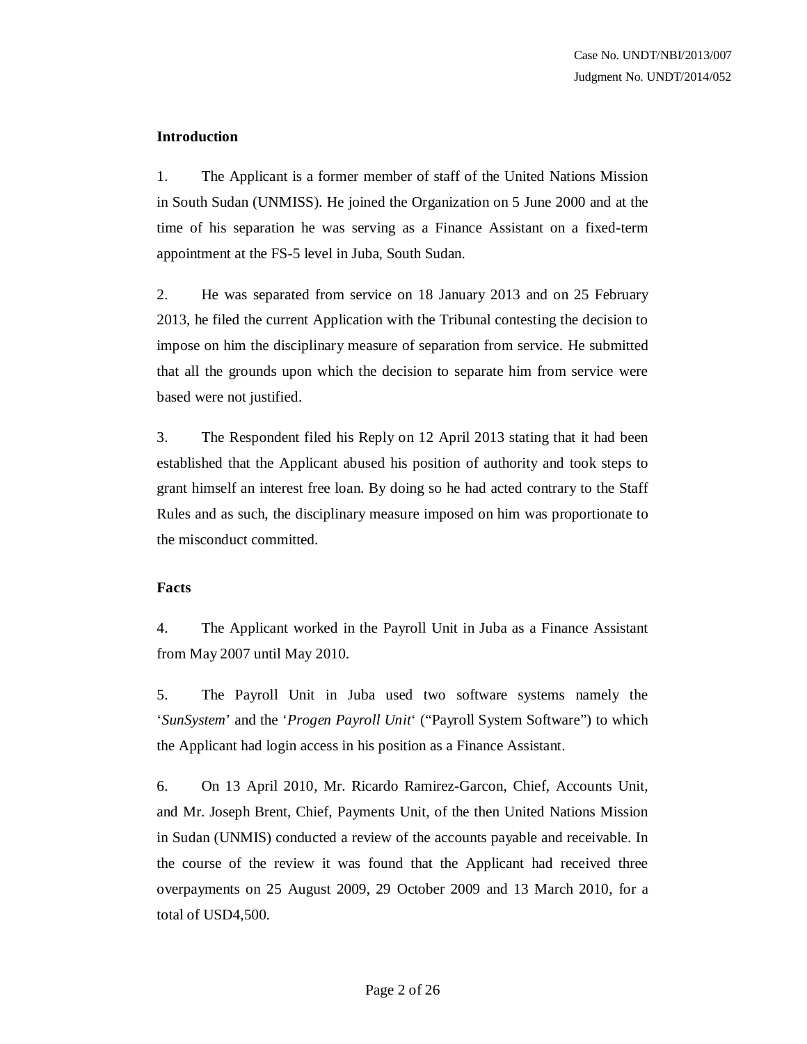**Introduction**

1. The Applicant is a former member of staff of the United Nations Mission in South Sudan (UNMISS). He joined the Organization on 5 June 2000 and at the time of his separation he was serving as a Finance Assistant on a fixed-term appointment at the FS-5 level in Juba, South Sudan.

2. He was separated from service on 18 January 2013 and on 25 February 2013, he filed the current Application with the Tribunal contesting the decision to impose on him the disciplinary measure of separation from service. He submitted that all the grounds upon which the decision to separate him from service were based were not justified.

3. The Respondent filed his Reply on 12 April 2013 stating that it had been established that the Applicant abused his position of authority and took steps to grant himself an interest free loan. By doing so he had acted contrary to the Staff Rules and as such, the disciplinary measure imposed on him was proportionate to the misconduct committed.

**Facts**

4. The Applicant worked in the Payroll Unit in Juba as a Finance Assistant from May 2007 until May 2010.

5. The Payroll Unit in Juba used two software systems namely the '*SunSystem*' and the '*Progen Payroll Unit*' ("Payroll System Software") to which the Applicant had login access in his position as a Finance Assistant.

6. On 13 April 2010, Mr. Ricardo Ramirez-Garcon, Chief, Accounts Unit, and Mr. Joseph Brent, Chief, Payments Unit, of the then United Nations Mission in Sudan (UNMIS) conducted a review of the accounts payable and receivable. In the course of the review it was found that the Applicant had received three overpayments on 25 August 2009, 29 October 2009 and 13 March 2010, for a total of USD4,500.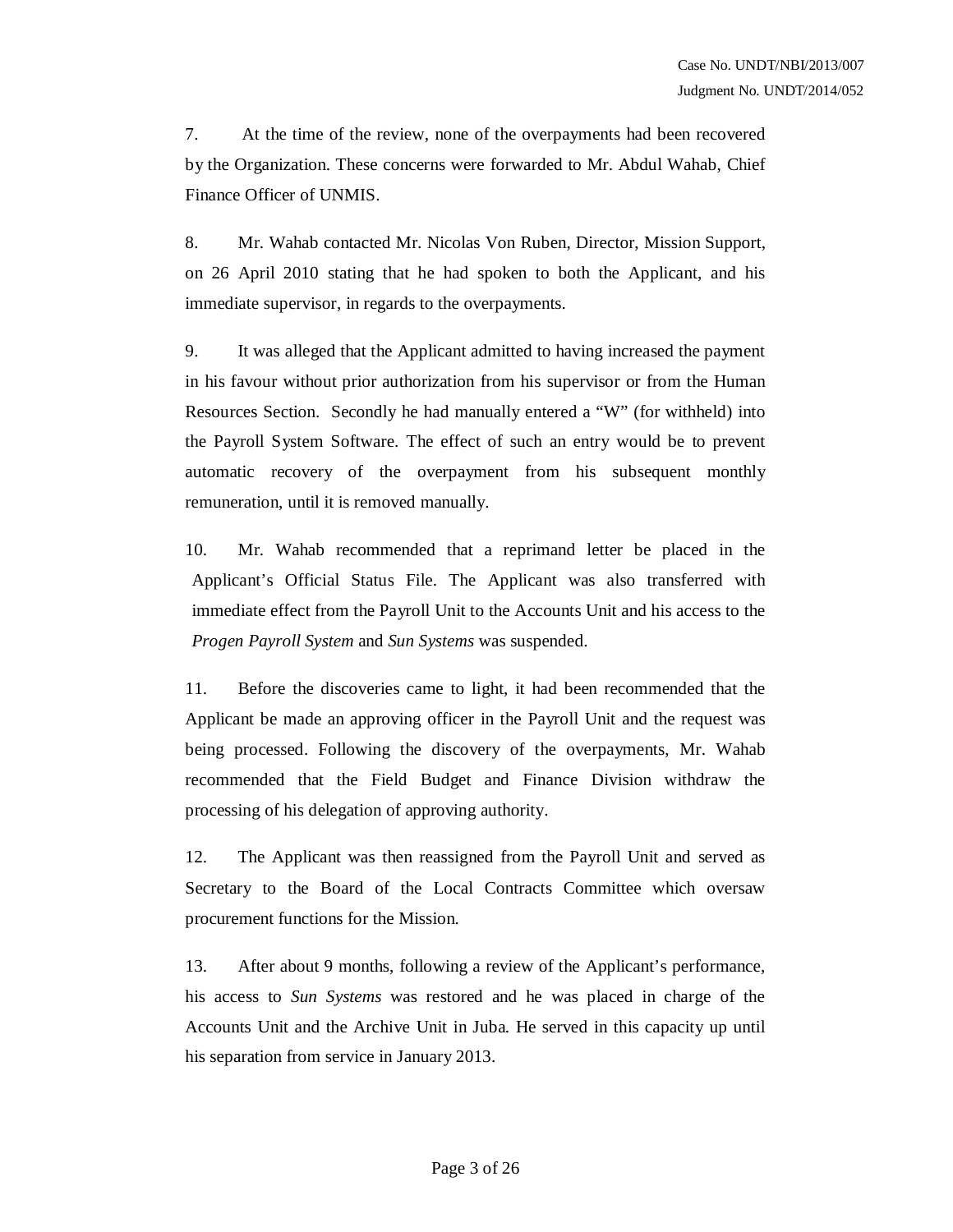7. At the time of the review, none of the overpayments had been recovered by the Organization. These concerns were forwarded to Mr. Abdul Wahab, Chief Finance Officer of UNMIS.

8. Mr. Wahab contacted Mr. Nicolas Von Ruben, Director, Mission Support, on 26 April 2010 stating that he had spoken to both the Applicant, and his immediate supervisor, in regards to the overpayments.

9. It was alleged that the Applicant admitted to having increased the payment in his favour without prior authorization from his supervisor or from the Human Resources Section. Secondly he had manually entered a "W" (for withheld) into the Payroll System Software. The effect of such an entry would be to prevent automatic recovery of the overpayment from his subsequent monthly remuneration, until it is removed manually.

10. Mr. Wahab recommended that a reprimand letter be placed in the Applicant's Official Status File. The Applicant was also transferred with immediate effect from the Payroll Unit to the Accounts Unit and his access to the *Progen Payroll System* and *Sun Systems* was suspended.

11. Before the discoveries came to light, it had been recommended that the Applicant be made an approving officer in the Payroll Unit and the request was being processed. Following the discovery of the overpayments, Mr. Wahab recommended that the Field Budget and Finance Division withdraw the processing of his delegation of approving authority.

12. The Applicant was then reassigned from the Payroll Unit and served as Secretary to the Board of the Local Contracts Committee which oversaw procurement functions for the Mission.

13. After about 9 months, following a review of the Applicant's performance, his access to *Sun Systems* was restored and he was placed in charge of the Accounts Unit and the Archive Unit in Juba. He served in this capacity up until his separation from service in January 2013.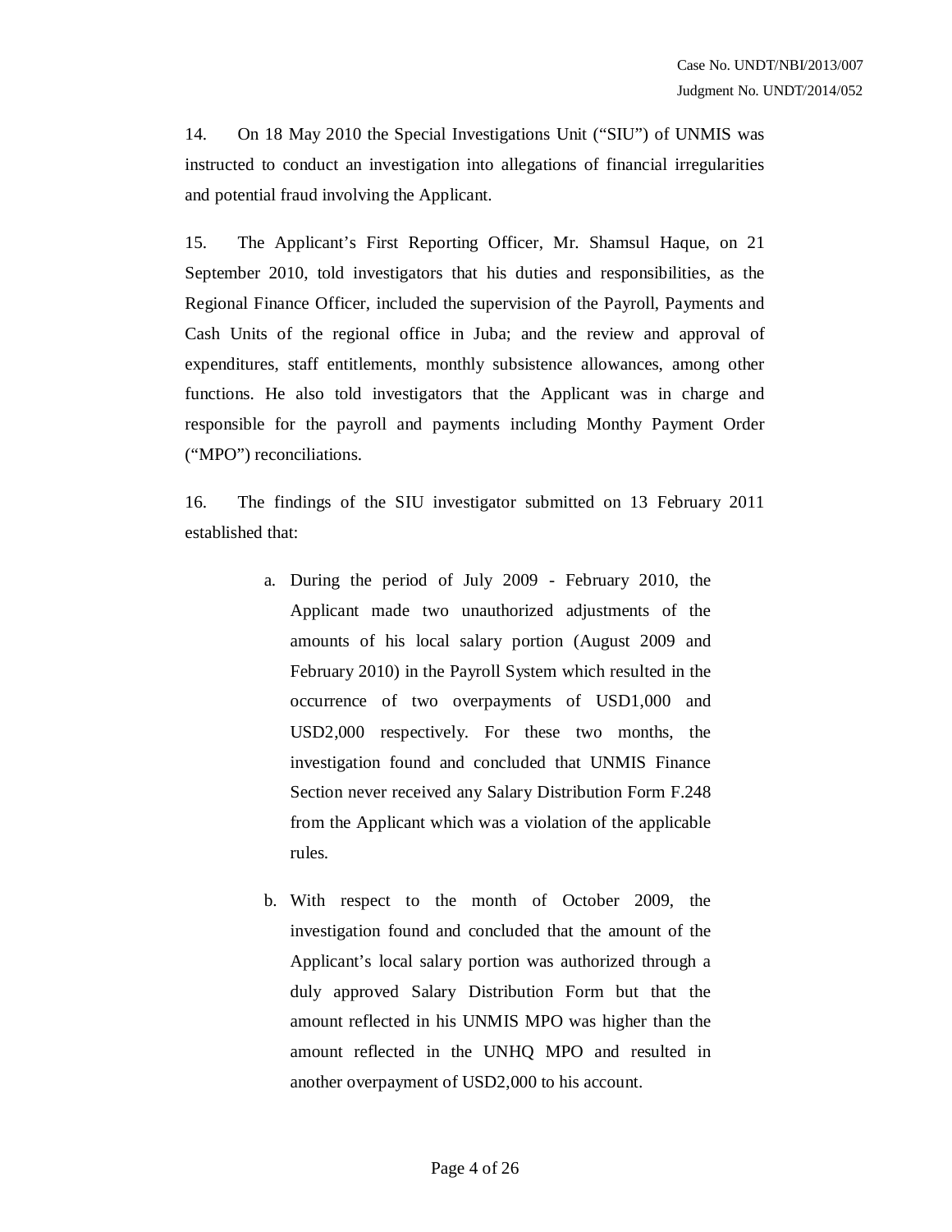14. On 18 May 2010 the Special Investigations Unit ("SIU") of UNMIS was instructed to conduct an investigation into allegations of financial irregularities and potential fraud involving the Applicant.

15. The Applicant's First Reporting Officer, Mr. Shamsul Haque, on 21 September 2010, told investigators that his duties and responsibilities, as the Regional Finance Officer, included the supervision of the Payroll, Payments and Cash Units of the regional office in Juba; and the review and approval of expenditures, staff entitlements, monthly subsistence allowances, among other functions. He also told investigators that the Applicant was in charge and responsible for the payroll and payments including Monthy Payment Order ("MPO") reconciliations.

16. The findings of the SIU investigator submitted on 13 February 2011 established that:

a. During the period of July 2009 - February 2010, the Applicant made two unauthorized adjustments of the amounts of his local salary portion (August 2009 and February 2010) in the Payroll System which resulted in the occurrence of two overpayments of USD1,000 and USD2,000 respectively. For these two months, the investigation found and concluded that UNMIS Finance Section never received any Salary Distribution Form F.248 from the Applicant which was a violation of the applicable rules.

b. With respect to the month of October 2009, the investigation found and concluded that the amount of the Applicant's local salary portion was authorized through a duly approved Salary Distribution Form but that the amount reflected in his UNMIS MPO was higher than the amount reflected in the UNHQ MPO and resulted in another overpayment of USD2,000 to his account.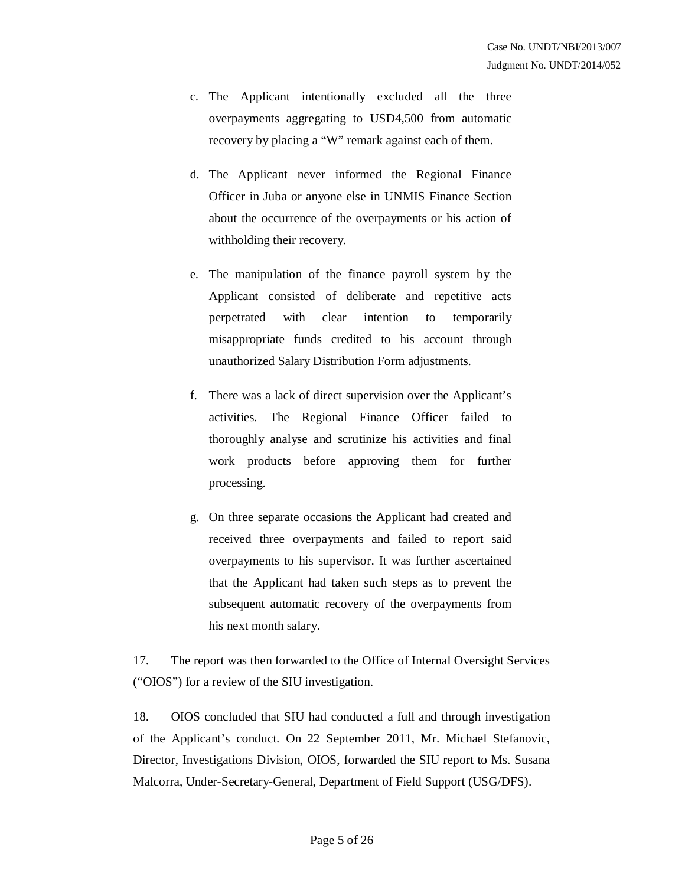c. The Applicant intentionally excluded all the three overpayments aggregating to USD4,500 from automatic recovery by placing a "W" remark against each of them.

d. The Applicant never informed the Regional Finance Officer in Juba or anyone else in UNMIS Finance Section about the occurrence of the overpayments or his action of withholding their recovery.

e. The manipulation of the finance payroll system by the Applicant consisted of deliberate and repetitive acts perpetrated with clear intention to temporarily misappropriate funds credited to his account through unauthorized Salary Distribution Form adjustments.

f. There was a lack of direct supervision over the Applicant's activities. The Regional Finance Officer failed to thoroughly analyse and scrutinize his activities and final work products before approving them for further processing.

g. On three separate occasions the Applicant had created and received three overpayments and failed to report said overpayments to his supervisor. It was further ascertained that the Applicant had taken such steps as to prevent the subsequent automatic recovery of the overpayments from his next month salary.

17. The report was then forwarded to the Office of Internal Oversight Services ("OIOS") for a review of the SIU investigation.

18. OIOS concluded that SIU had conducted a full and through investigation of the Applicant's conduct. On 22 September 2011, Mr. Michael Stefanovic, Director, Investigations Division, OIOS, forwarded the SIU report to Ms. Susana Malcorra, Under-Secretary-General, Department of Field Support (USG/DFS).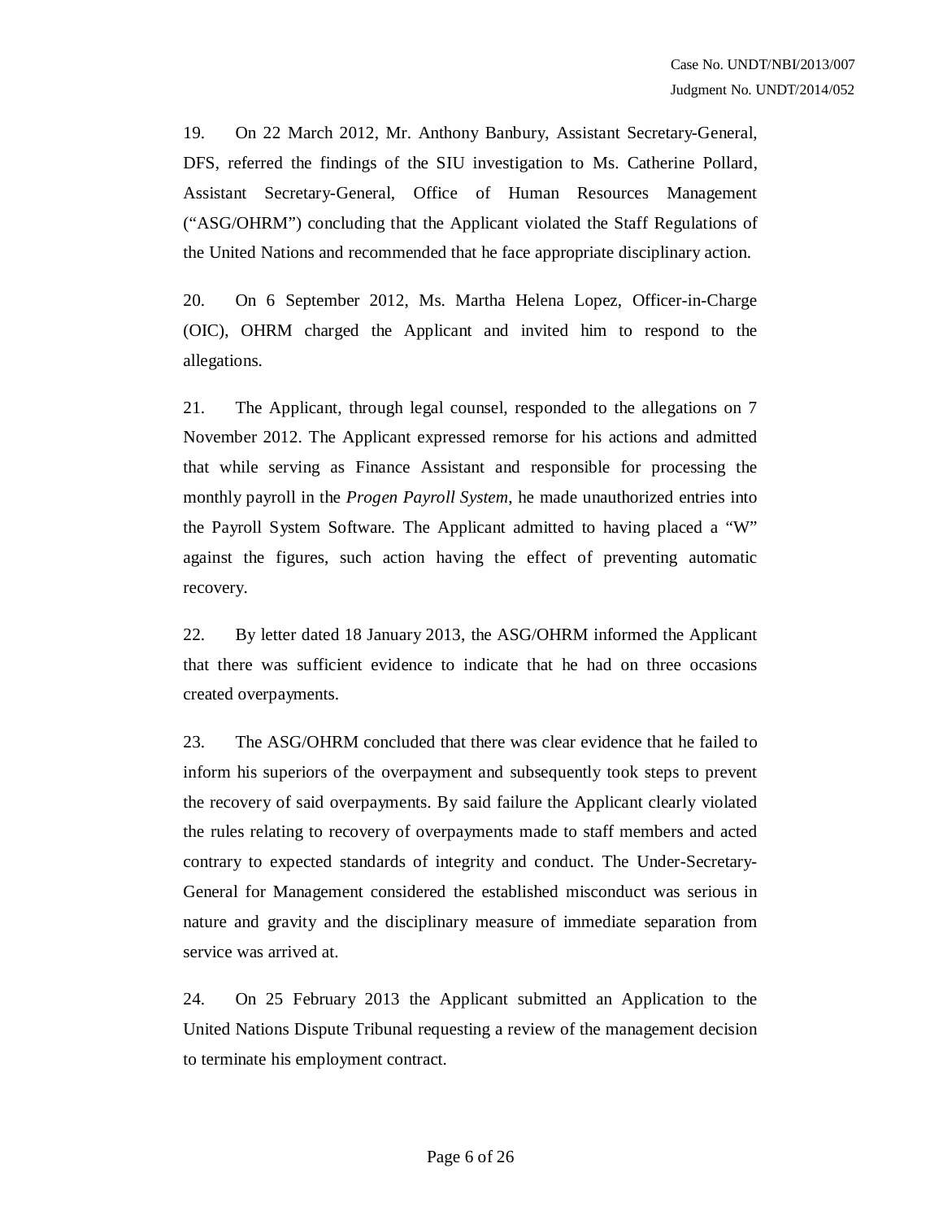19. On 22 March 2012, Mr. Anthony Banbury, Assistant Secretary-General, DFS, referred the findings of the SIU investigation to Ms. Catherine Pollard, Assistant Secretary-General, Office of Human Resources Management ("ASG/OHRM") concluding that the Applicant violated the Staff Regulations of the United Nations and recommended that he face appropriate disciplinary action.

20. On 6 September 2012, Ms. Martha Helena Lopez, Officer-in-Charge (OIC), OHRM charged the Applicant and invited him to respond to the allegations.

21. The Applicant, through legal counsel, responded to the allegations on 7 November 2012. The Applicant expressed remorse for his actions and admitted that while serving as Finance Assistant and responsible for processing the monthly payroll in the *Progen Payroll System*, he made unauthorized entries into the Payroll System Software. The Applicant admitted to having placed a "W" against the figures, such action having the effect of preventing automatic recovery.

22. By letter dated 18 January 2013, the ASG/OHRM informed the Applicant that there was sufficient evidence to indicate that he had on three occasions created overpayments.

23. The ASG/OHRM concluded that there was clear evidence that he failed to inform his superiors of the overpayment and subsequently took steps to prevent the recovery of said overpayments. By said failure the Applicant clearly violated the rules relating to recovery of overpayments made to staff members and acted contrary to expected standards of integrity and conduct. The Under-Secretary-General for Management considered the established misconduct was serious in nature and gravity and the disciplinary measure of immediate separation from service was arrived at.

24. On 25 February 2013 the Applicant submitted an Application to the United Nations Dispute Tribunal requesting a review of the management decision to terminate his employment contract.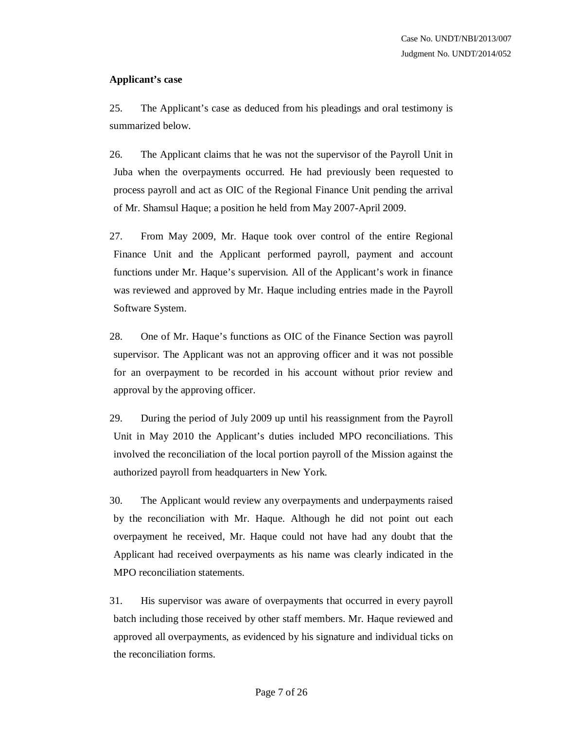**Applicant's case**

25. The Applicant's case as deduced from his pleadings and oral testimony is summarized below.

26. The Applicant claims that he was not the supervisor of the Payroll Unit in Juba when the overpayments occurred. He had previously been requested to process payroll and act as OIC of the Regional Finance Unit pending the arrival of Mr. Shamsul Haque; a position he held from May 2007-April 2009.

27. From May 2009, Mr. Haque took over control of the entire Regional Finance Unit and the Applicant performed payroll, payment and account functions under Mr. Haque's supervision. All of the Applicant's work in finance was reviewed and approved by Mr. Haque including entries made in the Payroll Software System.

28. One of Mr. Haque's functions as OIC of the Finance Section was payroll supervisor. The Applicant was not an approving officer and it was not possible for an overpayment to be recorded in his account without prior review and approval by the approving officer.

29. During the period of July 2009 up until his reassignment from the Payroll Unit in May 2010 the Applicant's duties included MPO reconciliations. This involved the reconciliation of the local portion payroll of the Mission against the authorized payroll from headquarters in New York.

30. The Applicant would review any overpayments and underpayments raised by the reconciliation with Mr. Haque. Although he did not point out each overpayment he received, Mr. Haque could not have had any doubt that the Applicant had received overpayments as his name was clearly indicated in the MPO reconciliation statements.

31. His supervisor was aware of overpayments that occurred in every payroll batch including those received by other staff members. Mr. Haque reviewed and approved all overpayments, as evidenced by his signature and individual ticks on the reconciliation forms.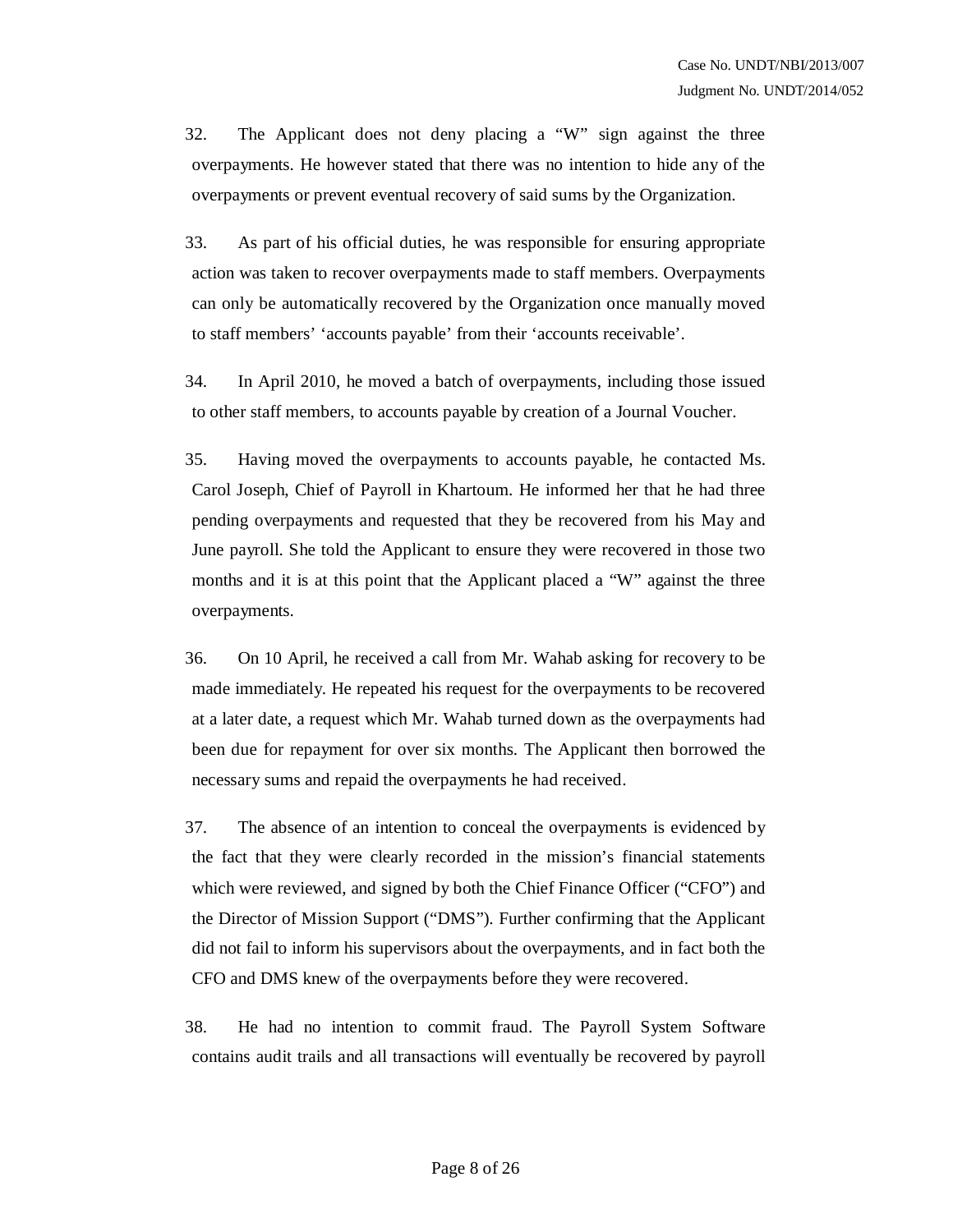32. The Applicant does not deny placing a "W" sign against the three overpayments. He however stated that there was no intention to hide any of the overpayments or prevent eventual recovery of said sums by the Organization.

33. As part of his official duties, he was responsible for ensuring appropriate action was taken to recover overpayments made to staff members. Overpayments can only be automatically recovered by the Organization once manually moved to staff members' 'accounts payable' from their 'accounts receivable'.

34. In April 2010, he moved a batch of overpayments, including those issued to other staff members, to accounts payable by creation of a Journal Voucher.

35. Having moved the overpayments to accounts payable, he contacted Ms. Carol Joseph, Chief of Payroll in Khartoum. He informed her that he had three pending overpayments and requested that they be recovered from his May and June payroll. She told the Applicant to ensure they were recovered in those two months and it is at this point that the Applicant placed a "W" against the three overpayments.

36. On 10 April, he received a call from Mr. Wahab asking for recovery to be made immediately. He repeated his request for the overpayments to be recovered at a later date, a request which Mr. Wahab turned down as the overpayments had been due for repayment for over six months. The Applicant then borrowed the necessary sums and repaid the overpayments he had received.

37. The absence of an intention to conceal the overpayments is evidenced by the fact that they were clearly recorded in the mission's financial statements which were reviewed, and signed by both the Chief Finance Officer ("CFO") and the Director of Mission Support ("DMS"). Further confirming that the Applicant did not fail to inform his supervisors about the overpayments, and in fact both the CFO and DMS knew of the overpayments before they were recovered.

38. He had no intention to commit fraud. The Payroll System Software contains audit trails and all transactions will eventually be recovered by payroll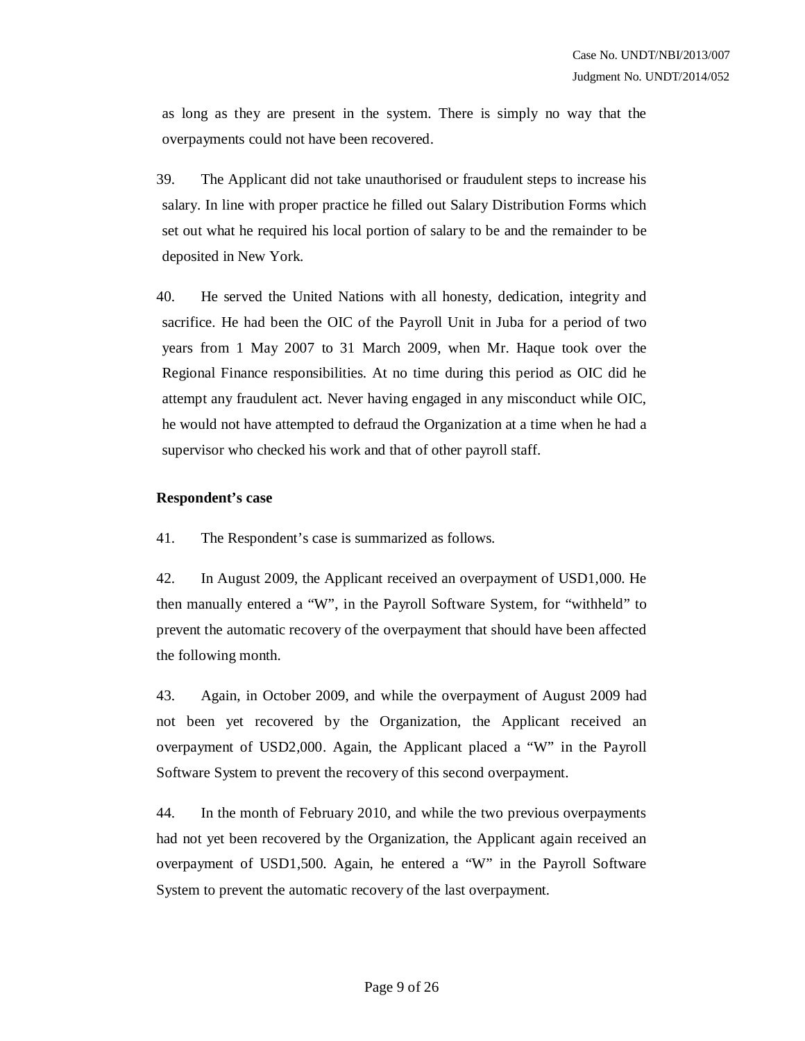as long as they are present in the system. There is simply no way that the overpayments could not have been recovered.

39. The Applicant did not take unauthorised or fraudulent steps to increase his salary. In line with proper practice he filled out Salary Distribution Forms which set out what he required his local portion of salary to be and the remainder to be deposited in New York.

40. He served the United Nations with all honesty, dedication, integrity and sacrifice. He had been the OIC of the Payroll Unit in Juba for a period of two years from 1 May 2007 to 31 March 2009, when Mr. Haque took over the Regional Finance responsibilities. At no time during this period as OIC did he attempt any fraudulent act. Never having engaged in any misconduct while OIC, he would not have attempted to defraud the Organization at a time when he had a supervisor who checked his work and that of other payroll staff.

**Respondent's case**

41. The Respondent's case is summarized as follows.

42. In August 2009, the Applicant received an overpayment of USD1,000. He then manually entered a "W", in the Payroll Software System, for "withheld" to prevent the automatic recovery of the overpayment that should have been affected the following month.

43. Again, in October 2009, and while the overpayment of August 2009 had not been yet recovered by the Organization, the Applicant received an overpayment of USD2,000. Again, the Applicant placed a "W" in the Payroll Software System to prevent the recovery of this second overpayment.

44. In the month of February 2010, and while the two previous overpayments had not yet been recovered by the Organization, the Applicant again received an overpayment of USD1,500. Again, he entered a "W" in the Payroll Software System to prevent the automatic recovery of the last overpayment.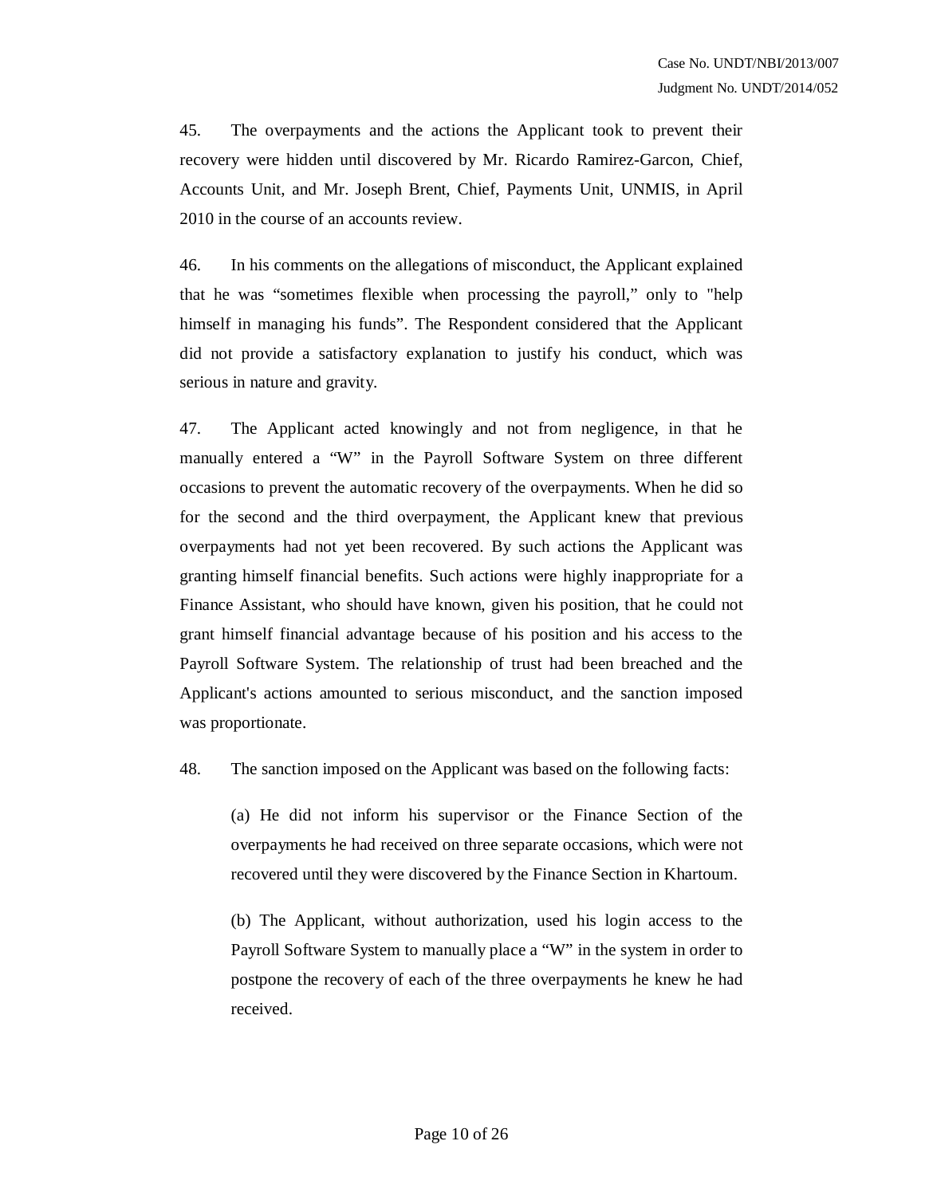45. The overpayments and the actions the Applicant took to prevent their recovery were hidden until discovered by Mr. Ricardo Ramirez-Garcon, Chief, Accounts Unit, and Mr. Joseph Brent, Chief, Payments Unit, UNMIS, in April 2010 in the course of an accounts review.

46. In his comments on the allegations of misconduct, the Applicant explained that he was "sometimes flexible when processing the payroll," only to "help himself in managing his funds". The Respondent considered that the Applicant did not provide a satisfactory explanation to justify his conduct, which was serious in nature and gravity.

47. The Applicant acted knowingly and not from negligence, in that he manually entered a "W" in the Payroll Software System on three different occasions to prevent the automatic recovery of the overpayments. When he did so for the second and the third overpayment, the Applicant knew that previous overpayments had not yet been recovered. By such actions the Applicant was granting himself financial benefits. Such actions were highly inappropriate for a Finance Assistant, who should have known, given his position, that he could not grant himself financial advantage because of his position and his access to the Payroll Software System. The relationship of trust had been breached and the Applicant's actions amounted to serious misconduct, and the sanction imposed was proportionate.

48. The sanction imposed on the Applicant was based on the following facts:

(a) He did not inform his supervisor or the Finance Section of the overpayments he had received on three separate occasions, which were not recovered until they were discovered by the Finance Section in Khartoum.

(b) The Applicant, without authorization, used his login access to the Payroll Software System to manually place a "W" in the system in order to postpone the recovery of each of the three overpayments he knew he had received.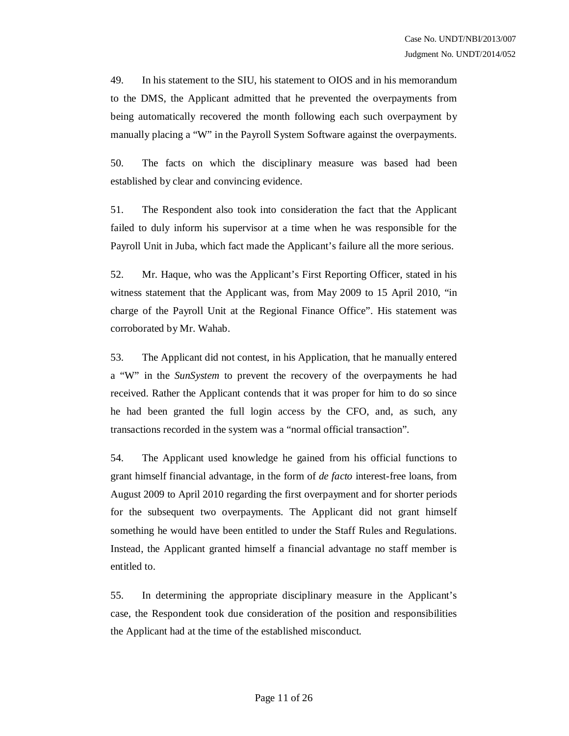49. In his statement to the SIU, his statement to OIOS and in his memorandum to the DMS, the Applicant admitted that he prevented the overpayments from being automatically recovered the month following each such overpayment by manually placing a "W" in the Payroll System Software against the overpayments.

50. The facts on which the disciplinary measure was based had been established by clear and convincing evidence.

51. The Respondent also took into consideration the fact that the Applicant failed to duly inform his supervisor at a time when he was responsible for the Payroll Unit in Juba, which fact made the Applicant's failure all the more serious.

52. Mr. Haque, who was the Applicant's First Reporting Officer, stated in his witness statement that the Applicant was, from May 2009 to 15 April 2010, "in charge of the Payroll Unit at the Regional Finance Office". His statement was corroborated by Mr. Wahab.

53. The Applicant did not contest, in his Application, that he manually entered a "W" in the *SunSystem* to prevent the recovery of the overpayments he had received. Rather the Applicant contends that it was proper for him to do so since he had been granted the full login access by the CFO, and, as such, any transactions recorded in the system was a "normal official transaction".

54. The Applicant used knowledge he gained from his official functions to grant himself financial advantage, in the form of *de facto* interest-free loans, from August 2009 to April 2010 regarding the first overpayment and for shorter periods for the subsequent two overpayments. The Applicant did not grant himself something he would have been entitled to under the Staff Rules and Regulations. Instead, the Applicant granted himself a financial advantage no staff member is entitled to.

55. In determining the appropriate disciplinary measure in the Applicant's case, the Respondent took due consideration of the position and responsibilities the Applicant had at the time of the established misconduct.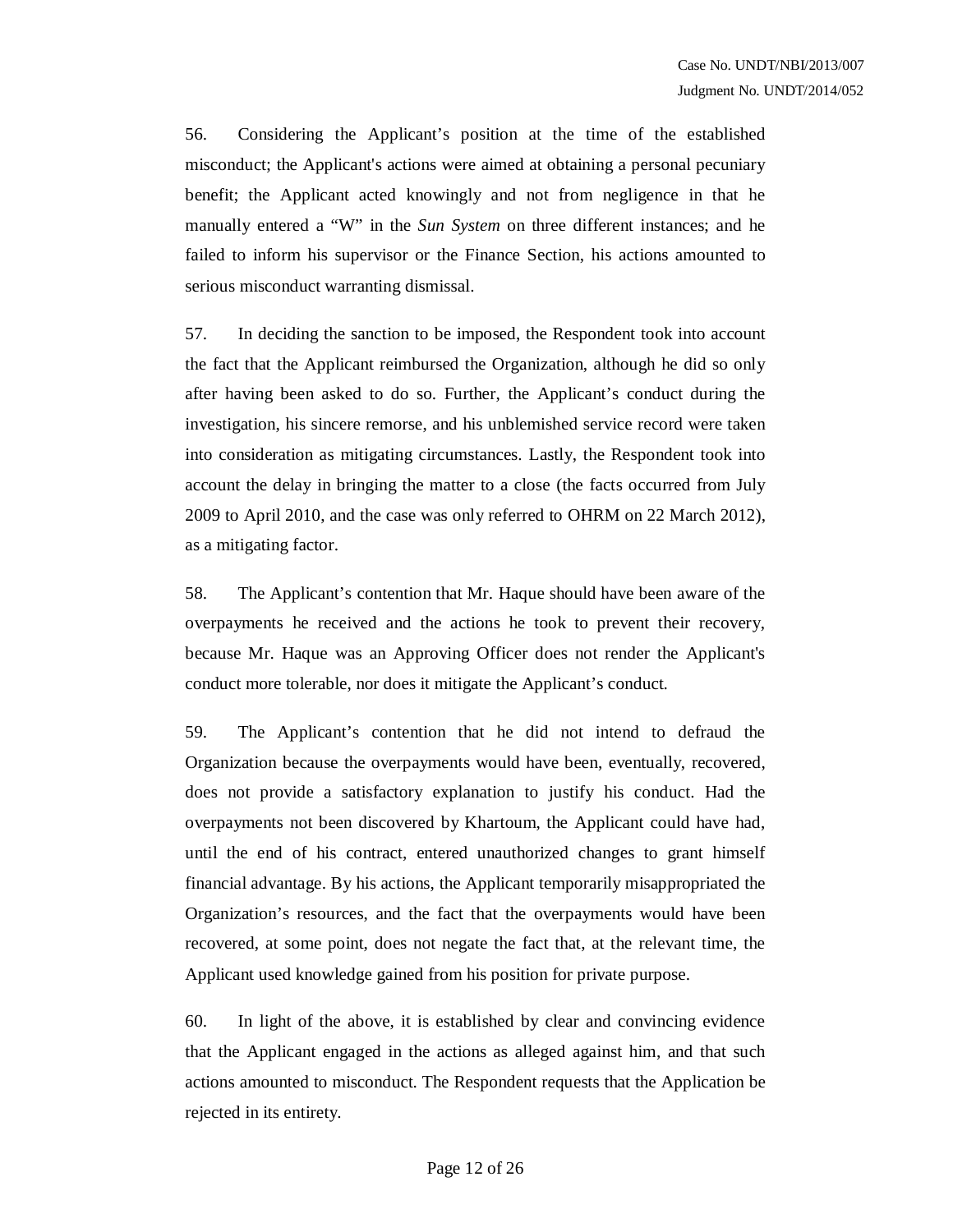56. Considering the Applicant's position at the time of the established misconduct; the Applicant's actions were aimed at obtaining a personal pecuniary benefit; the Applicant acted knowingly and not from negligence in that he manually entered a "W" in the *Sun System* on three different instances; and he failed to inform his supervisor or the Finance Section, his actions amounted to serious misconduct warranting dismissal.

57. In deciding the sanction to be imposed, the Respondent took into account the fact that the Applicant reimbursed the Organization, although he did so only after having been asked to do so. Further, the Applicant's conduct during the investigation, his sincere remorse, and his unblemished service record were taken into consideration as mitigating circumstances. Lastly, the Respondent took into account the delay in bringing the matter to a close (the facts occurred from July 2009 to April 2010, and the case was only referred to OHRM on 22 March 2012), as a mitigating factor.

58. The Applicant's contention that Mr. Haque should have been aware of the overpayments he received and the actions he took to prevent their recovery, because Mr. Haque was an Approving Officer does not render the Applicant's conduct more tolerable, nor does it mitigate the Applicant's conduct.

59. The Applicant's contention that he did not intend to defraud the Organization because the overpayments would have been, eventually, recovered, does not provide a satisfactory explanation to justify his conduct. Had the overpayments not been discovered by Khartoum, the Applicant could have had, until the end of his contract, entered unauthorized changes to grant himself financial advantage. By his actions, the Applicant temporarily misappropriated the Organization's resources, and the fact that the overpayments would have been recovered, at some point, does not negate the fact that, at the relevant time, the Applicant used knowledge gained from his position for private purpose.

60. In light of the above, it is established by clear and convincing evidence that the Applicant engaged in the actions as alleged against him, and that such actions amounted to misconduct. The Respondent requests that the Application be rejected in its entirety.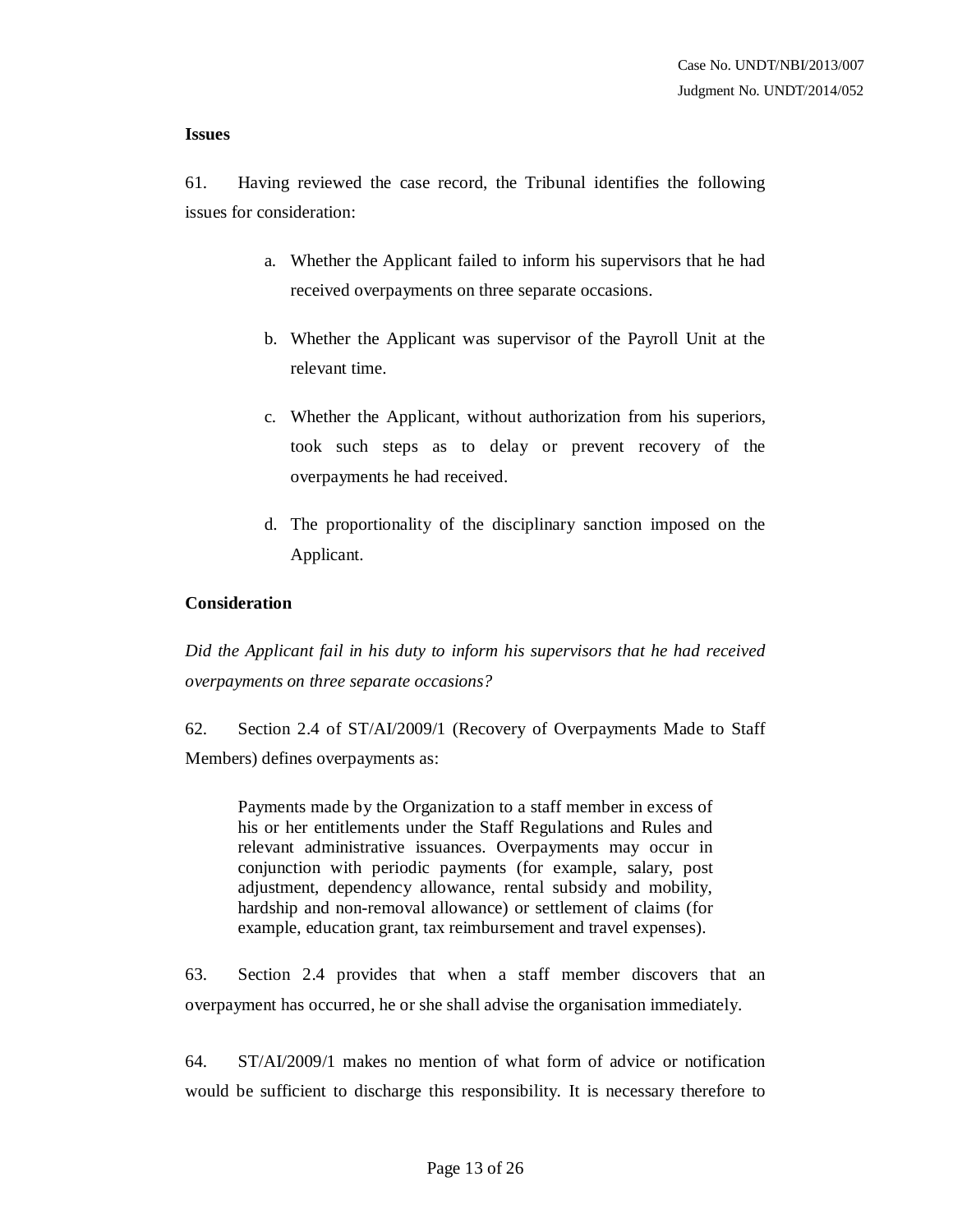**Issues**

61. Having reviewed the case record, the Tribunal identifies the following issues for consideration:

a. Whether the Applicant failed to inform his supervisors that he had received overpayments on three separate occasions.

b. Whether the Applicant was supervisor of the Payroll Unit at the relevant time.

c. Whether the Applicant, without authorization from his superiors, took such steps as to delay or prevent recovery of the overpayments he had received.

d. The proportionality of the disciplinary sanction imposed on the Applicant.

**Consideration**

*Did the Applicant fail in his duty to inform his supervisors that he had received overpayments on three separate occasions?*

62. Section 2.4 of ST/AI/2009/1 (Recovery of Overpayments Made to Staff Members) defines overpayments as:

> Payments made by the Organization to a staff member in excess of his or her entitlements under the Staff Regulations and Rules and relevant administrative issuances. Overpayments may occur in conjunction with periodic payments (for example, salary, post adjustment, dependency allowance, rental subsidy and mobility, hardship and non-removal allowance) or settlement of claims (for example, education grant, tax reimbursement and travel expenses).

63. Section 2.4 provides that when a staff member discovers that an overpayment has occurred, he or she shall advise the organisation immediately.

64. ST/AI/2009/1 makes no mention of what form of advice or notification would be sufficient to discharge this responsibility. It is necessary therefore to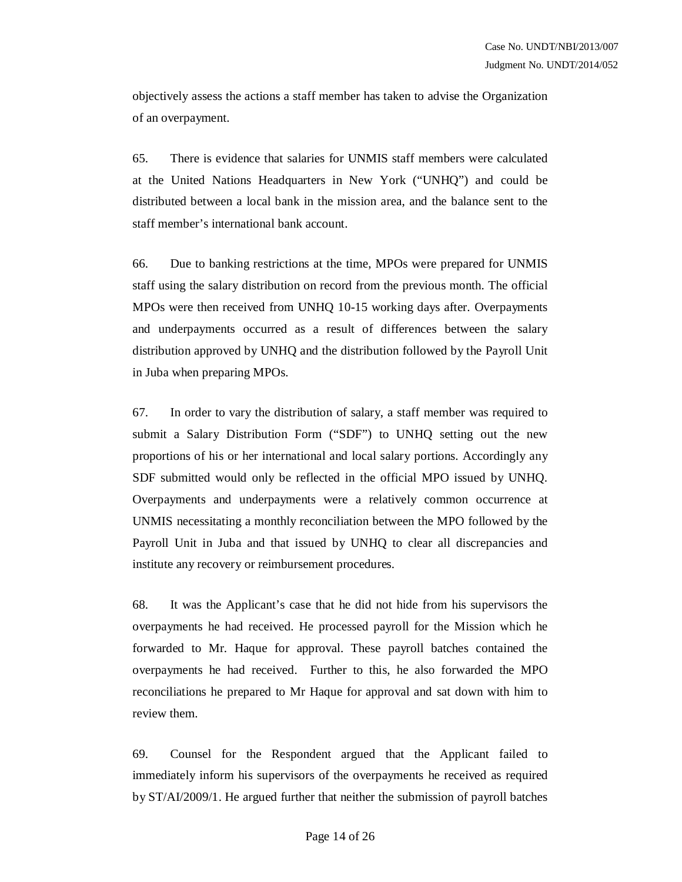objectively assess the actions a staff member has taken to advise the Organization of an overpayment.

65. There is evidence that salaries for UNMIS staff members were calculated at the United Nations Headquarters in New York ("UNHQ") and could be distributed between a local bank in the mission area, and the balance sent to the staff member's international bank account.

66. Due to banking restrictions at the time, MPOs were prepared for UNMIS staff using the salary distribution on record from the previous month. The official MPOs were then received from UNHQ 10-15 working days after. Overpayments and underpayments occurred as a result of differences between the salary distribution approved by UNHQ and the distribution followed by the Payroll Unit in Juba when preparing MPOs.

67. In order to vary the distribution of salary, a staff member was required to submit a Salary Distribution Form ("SDF") to UNHQ setting out the new proportions of his or her international and local salary portions. Accordingly any SDF submitted would only be reflected in the official MPO issued by UNHQ. Overpayments and underpayments were a relatively common occurrence at UNMIS necessitating a monthly reconciliation between the MPO followed by the Payroll Unit in Juba and that issued by UNHQ to clear all discrepancies and institute any recovery or reimbursement procedures.

68. It was the Applicant's case that he did not hide from his supervisors the overpayments he had received. He processed payroll for the Mission which he forwarded to Mr. Haque for approval. These payroll batches contained the overpayments he had received. Further to this, he also forwarded the MPO reconciliations he prepared to Mr Haque for approval and sat down with him to review them.

69. Counsel for the Respondent argued that the Applicant failed to immediately inform his supervisors of the overpayments he received as required by ST/AI/2009/1. He argued further that neither the submission of payroll batches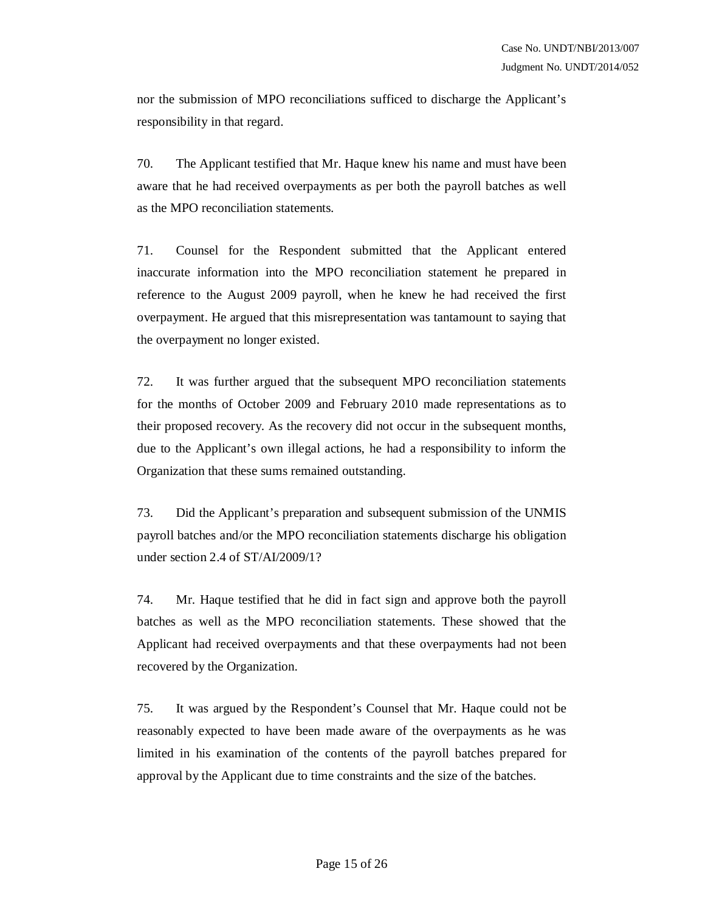nor the submission of MPO reconciliations sufficed to discharge the Applicant's responsibility in that regard.

70. The Applicant testified that Mr. Haque knew his name and must have been aware that he had received overpayments as per both the payroll batches as well as the MPO reconciliation statements.

71. Counsel for the Respondent submitted that the Applicant entered inaccurate information into the MPO reconciliation statement he prepared in reference to the August 2009 payroll, when he knew he had received the first overpayment. He argued that this misrepresentation was tantamount to saying that the overpayment no longer existed.

72. It was further argued that the subsequent MPO reconciliation statements for the months of October 2009 and February 2010 made representations as to their proposed recovery. As the recovery did not occur in the subsequent months, due to the Applicant's own illegal actions, he had a responsibility to inform the Organization that these sums remained outstanding.

73. Did the Applicant's preparation and subsequent submission of the UNMIS payroll batches and/or the MPO reconciliation statements discharge his obligation under section 2.4 of ST/AI/2009/1?

74. Mr. Haque testified that he did in fact sign and approve both the payroll batches as well as the MPO reconciliation statements. These showed that the Applicant had received overpayments and that these overpayments had not been recovered by the Organization.

75. It was argued by the Respondent's Counsel that Mr. Haque could not be reasonably expected to have been made aware of the overpayments as he was limited in his examination of the contents of the payroll batches prepared for approval by the Applicant due to time constraints and the size of the batches.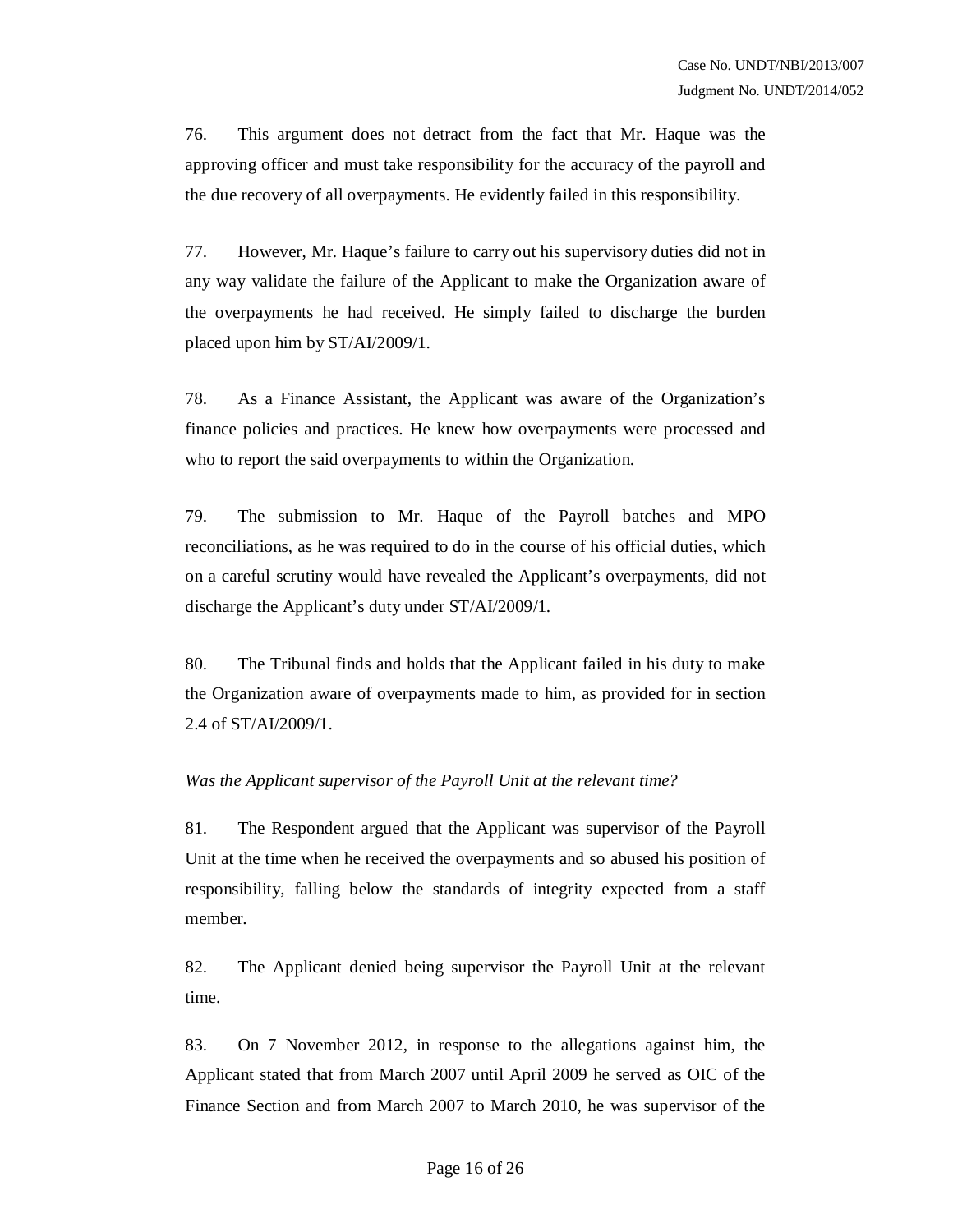76. This argument does not detract from the fact that Mr. Haque was the approving officer and must take responsibility for the accuracy of the payroll and the due recovery of all overpayments. He evidently failed in this responsibility.

77. However, Mr. Haque's failure to carry out his supervisory duties did not in any way validate the failure of the Applicant to make the Organization aware of the overpayments he had received. He simply failed to discharge the burden placed upon him by ST/AI/2009/1.

78. As a Finance Assistant, the Applicant was aware of the Organization's finance policies and practices. He knew how overpayments were processed and who to report the said overpayments to within the Organization.

79. The submission to Mr. Haque of the Payroll batches and MPO reconciliations, as he was required to do in the course of his official duties, which on a careful scrutiny would have revealed the Applicant's overpayments, did not discharge the Applicant's duty under ST/AI/2009/1.

80. The Tribunal finds and holds that the Applicant failed in his duty to make the Organization aware of overpayments made to him, as provided for in section 2.4 of ST/AI/2009/1.

*Was the Applicant supervisor of the Payroll Unit at the relevant time?*

81. The Respondent argued that the Applicant was supervisor of the Payroll Unit at the time when he received the overpayments and so abused his position of responsibility, falling below the standards of integrity expected from a staff member.

82. The Applicant denied being supervisor the Payroll Unit at the relevant time.

83. On 7 November 2012, in response to the allegations against him, the Applicant stated that from March 2007 until April 2009 he served as OIC of the Finance Section and from March 2007 to March 2010, he was supervisor of the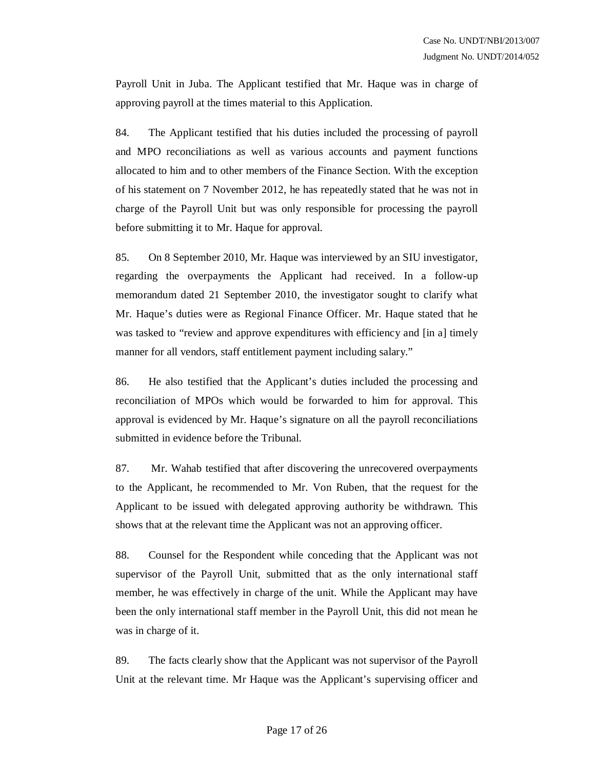Payroll Unit in Juba. The Applicant testified that Mr. Haque was in charge of approving payroll at the times material to this Application.

84. The Applicant testified that his duties included the processing of payroll and MPO reconciliations as well as various accounts and payment functions allocated to him and to other members of the Finance Section. With the exception of his statement on 7 November 2012, he has repeatedly stated that he was not in charge of the Payroll Unit but was only responsible for processing the payroll before submitting it to Mr. Haque for approval.

85. On 8 September 2010, Mr. Haque was interviewed by an SIU investigator, regarding the overpayments the Applicant had received. In a follow-up memorandum dated 21 September 2010, the investigator sought to clarify what Mr. Haque's duties were as Regional Finance Officer. Mr. Haque stated that he was tasked to "review and approve expenditures with efficiency and [in a] timely manner for all vendors, staff entitlement payment including salary."

86. He also testified that the Applicant's duties included the processing and reconciliation of MPOs which would be forwarded to him for approval. This approval is evidenced by Mr. Haque's signature on all the payroll reconciliations submitted in evidence before the Tribunal.

87. Mr. Wahab testified that after discovering the unrecovered overpayments to the Applicant, he recommended to Mr. Von Ruben, that the request for the Applicant to be issued with delegated approving authority be withdrawn. This shows that at the relevant time the Applicant was not an approving officer.

88. Counsel for the Respondent while conceding that the Applicant was not supervisor of the Payroll Unit, submitted that as the only international staff member, he was effectively in charge of the unit. While the Applicant may have been the only international staff member in the Payroll Unit, this did not mean he was in charge of it.

89. The facts clearly show that the Applicant was not supervisor of the Payroll Unit at the relevant time. Mr Haque was the Applicant's supervising officer and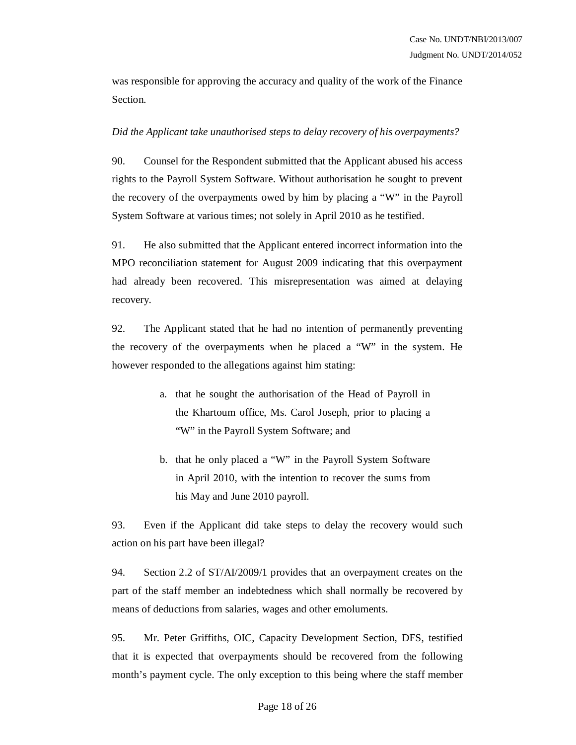was responsible for approving the accuracy and quality of the work of the Finance Section.

*Did the Applicant take unauthorised steps to delay recovery of his overpayments?*

90. Counsel for the Respondent submitted that the Applicant abused his access rights to the Payroll System Software. Without authorisation he sought to prevent the recovery of the overpayments owed by him by placing a "W" in the Payroll System Software at various times; not solely in April 2010 as he testified.

91. He also submitted that the Applicant entered incorrect information into the MPO reconciliation statement for August 2009 indicating that this overpayment had already been recovered. This misrepresentation was aimed at delaying recovery.

92. The Applicant stated that he had no intention of permanently preventing the recovery of the overpayments when he placed a "W" in the system. He however responded to the allegations against him stating:

> a. that he sought the authorisation of the Head of Payroll in the Khartoum office, Ms. Carol Joseph, prior to placing a "W" in the Payroll System Software; and
>
> b. that he only placed a "W" in the Payroll System Software in April 2010, with the intention to recover the sums from his May and June 2010 payroll.

93. Even if the Applicant did take steps to delay the recovery would such action on his part have been illegal?

94. Section 2.2 of ST/AI/2009/1 provides that an overpayment creates on the part of the staff member an indebtedness which shall normally be recovered by means of deductions from salaries, wages and other emoluments.

95. Mr. Peter Griffiths, OIC, Capacity Development Section, DFS, testified that it is expected that overpayments should be recovered from the following month's payment cycle. The only exception to this being where the staff member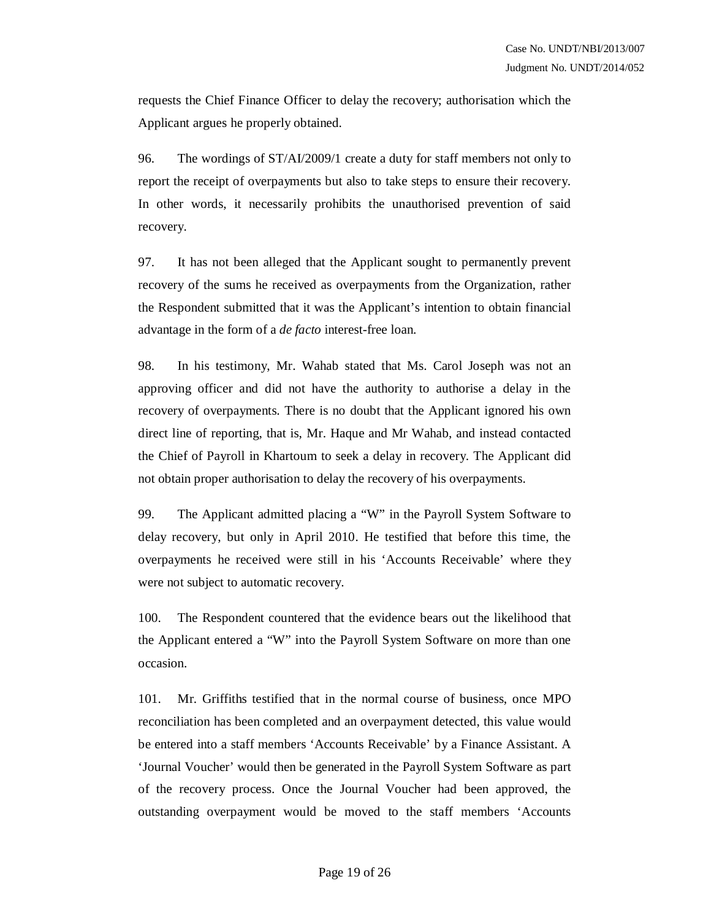requests the Chief Finance Officer to delay the recovery; authorisation which the Applicant argues he properly obtained.

96. The wordings of ST/AI/2009/1 create a duty for staff members not only to report the receipt of overpayments but also to take steps to ensure their recovery. In other words, it necessarily prohibits the unauthorised prevention of said recovery.

97. It has not been alleged that the Applicant sought to permanently prevent recovery of the sums he received as overpayments from the Organization, rather the Respondent submitted that it was the Applicant's intention to obtain financial advantage in the form of a *de facto* interest-free loan.

98. In his testimony, Mr. Wahab stated that Ms. Carol Joseph was not an approving officer and did not have the authority to authorise a delay in the recovery of overpayments. There is no doubt that the Applicant ignored his own direct line of reporting, that is, Mr. Haque and Mr Wahab, and instead contacted the Chief of Payroll in Khartoum to seek a delay in recovery. The Applicant did not obtain proper authorisation to delay the recovery of his overpayments.

99. The Applicant admitted placing a "W" in the Payroll System Software to delay recovery, but only in April 2010. He testified that before this time, the overpayments he received were still in his 'Accounts Receivable' where they were not subject to automatic recovery.

100. The Respondent countered that the evidence bears out the likelihood that the Applicant entered a "W" into the Payroll System Software on more than one occasion.

101. Mr. Griffiths testified that in the normal course of business, once MPO reconciliation has been completed and an overpayment detected, this value would be entered into a staff members 'Accounts Receivable' by a Finance Assistant. A 'Journal Voucher' would then be generated in the Payroll System Software as part of the recovery process. Once the Journal Voucher had been approved, the outstanding overpayment would be moved to the staff members 'Accounts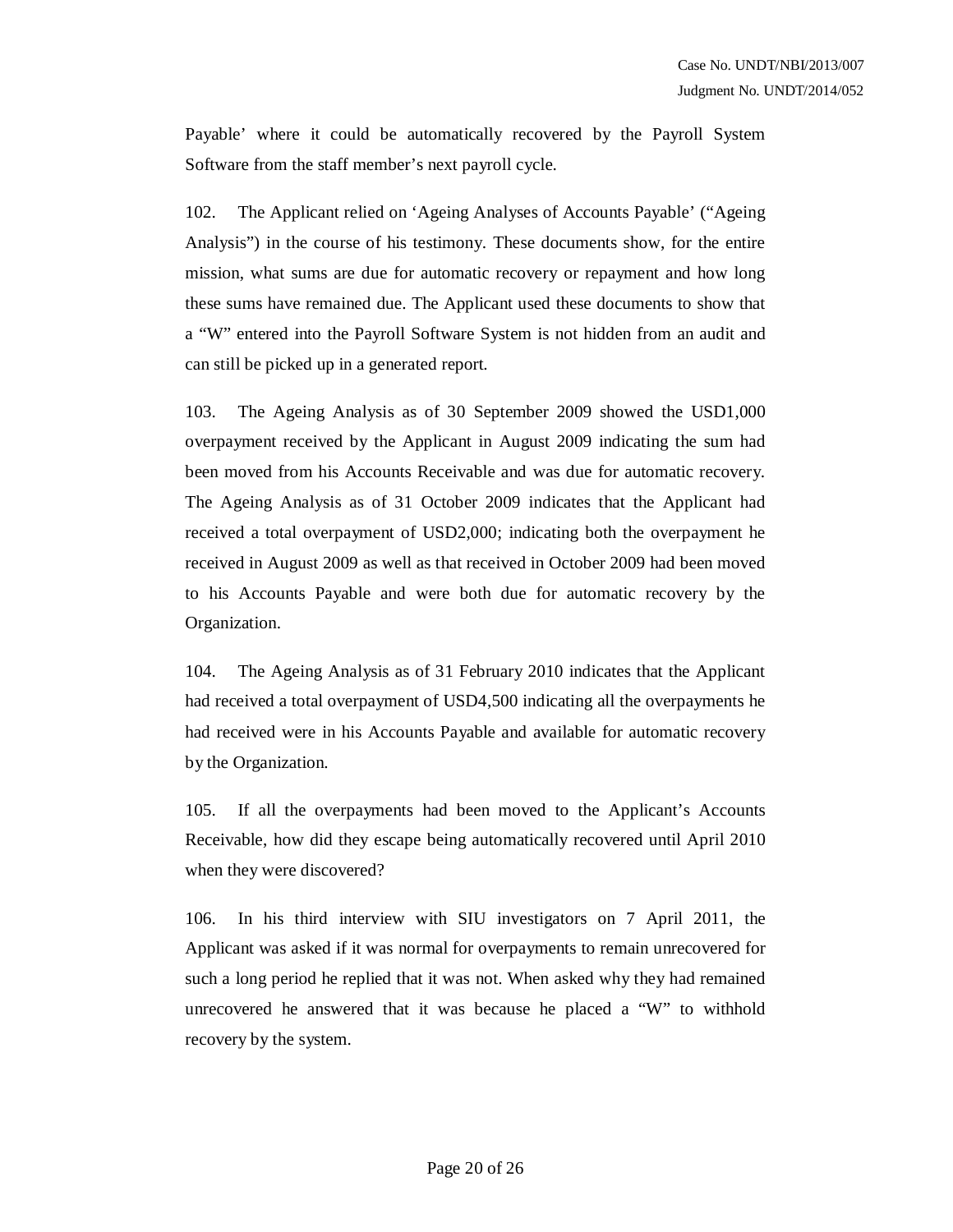Payable' where it could be automatically recovered by the Payroll System Software from the staff member's next payroll cycle.

102. The Applicant relied on 'Ageing Analyses of Accounts Payable' ("Ageing Analysis") in the course of his testimony. These documents show, for the entire mission, what sums are due for automatic recovery or repayment and how long these sums have remained due. The Applicant used these documents to show that a "W" entered into the Payroll Software System is not hidden from an audit and can still be picked up in a generated report.

103. The Ageing Analysis as of 30 September 2009 showed the USD1,000 overpayment received by the Applicant in August 2009 indicating the sum had been moved from his Accounts Receivable and was due for automatic recovery. The Ageing Analysis as of 31 October 2009 indicates that the Applicant had received a total overpayment of USD2,000; indicating both the overpayment he received in August 2009 as well as that received in October 2009 had been moved to his Accounts Payable and were both due for automatic recovery by the Organization.

104. The Ageing Analysis as of 31 February 2010 indicates that the Applicant had received a total overpayment of USD4,500 indicating all the overpayments he had received were in his Accounts Payable and available for automatic recovery by the Organization.

105. If all the overpayments had been moved to the Applicant's Accounts Receivable, how did they escape being automatically recovered until April 2010 when they were discovered?

106. In his third interview with SIU investigators on 7 April 2011, the Applicant was asked if it was normal for overpayments to remain unrecovered for such a long period he replied that it was not. When asked why they had remained unrecovered he answered that it was because he placed a "W" to withhold recovery by the system.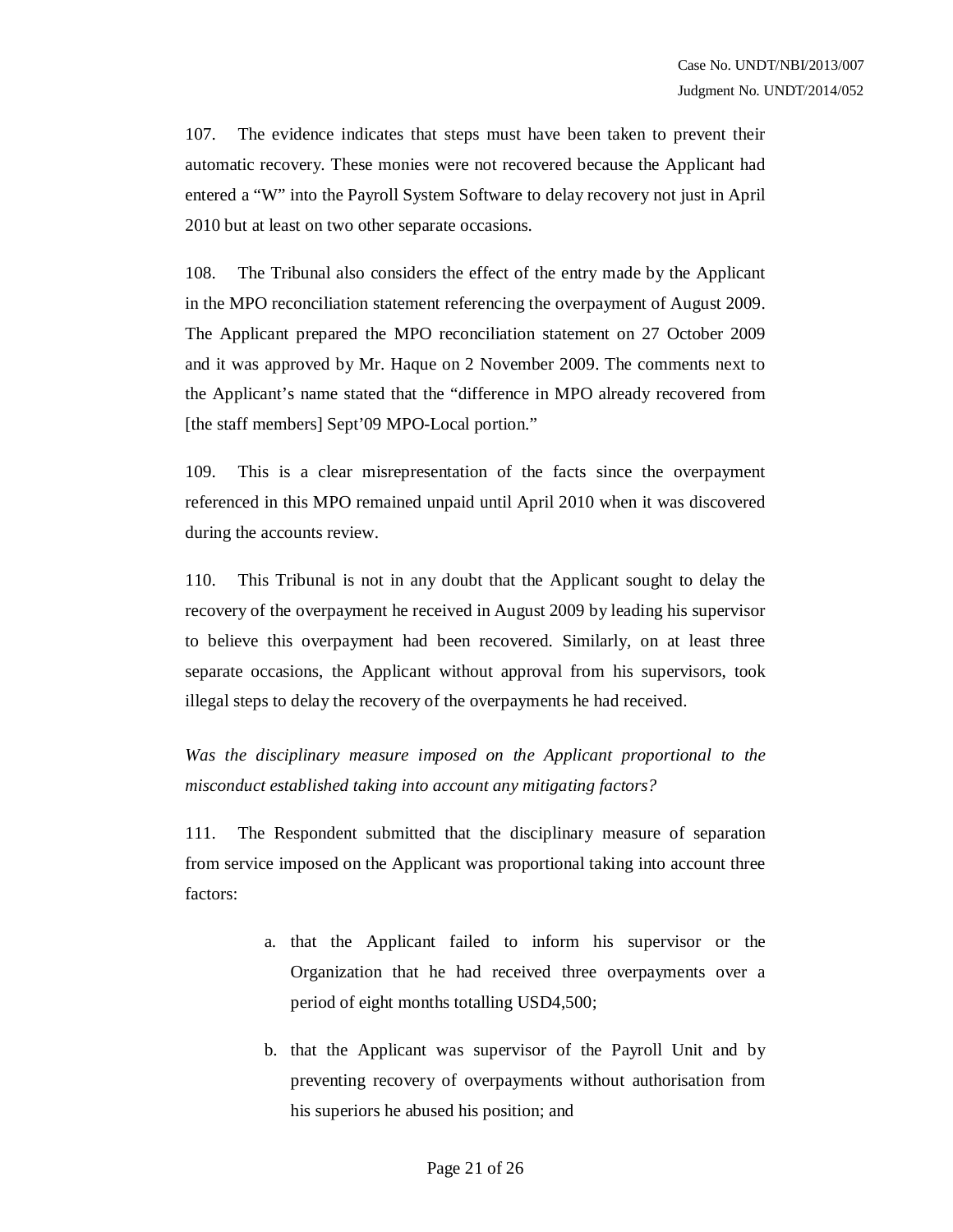107. The evidence indicates that steps must have been taken to prevent their automatic recovery. These monies were not recovered because the Applicant had entered a "W" into the Payroll System Software to delay recovery not just in April 2010 but at least on two other separate occasions.

108. The Tribunal also considers the effect of the entry made by the Applicant in the MPO reconciliation statement referencing the overpayment of August 2009. The Applicant prepared the MPO reconciliation statement on 27 October 2009 and it was approved by Mr. Haque on 2 November 2009. The comments next to the Applicant's name stated that the "difference in MPO already recovered from [the staff members] Sept'09 MPO-Local portion."

109. This is a clear misrepresentation of the facts since the overpayment referenced in this MPO remained unpaid until April 2010 when it was discovered during the accounts review.

110. This Tribunal is not in any doubt that the Applicant sought to delay the recovery of the overpayment he received in August 2009 by leading his supervisor to believe this overpayment had been recovered. Similarly, on at least three separate occasions, the Applicant without approval from his supervisors, took illegal steps to delay the recovery of the overpayments he had received.

*Was the disciplinary measure imposed on the Applicant proportional to the misconduct established taking into account any mitigating factors?*

111. The Respondent submitted that the disciplinary measure of separation from service imposed on the Applicant was proportional taking into account three factors:

a. that the Applicant failed to inform his supervisor or the Organization that he had received three overpayments over a period of eight months totalling USD4,500;

b. that the Applicant was supervisor of the Payroll Unit and by preventing recovery of overpayments without authorisation from his superiors he abused his position; and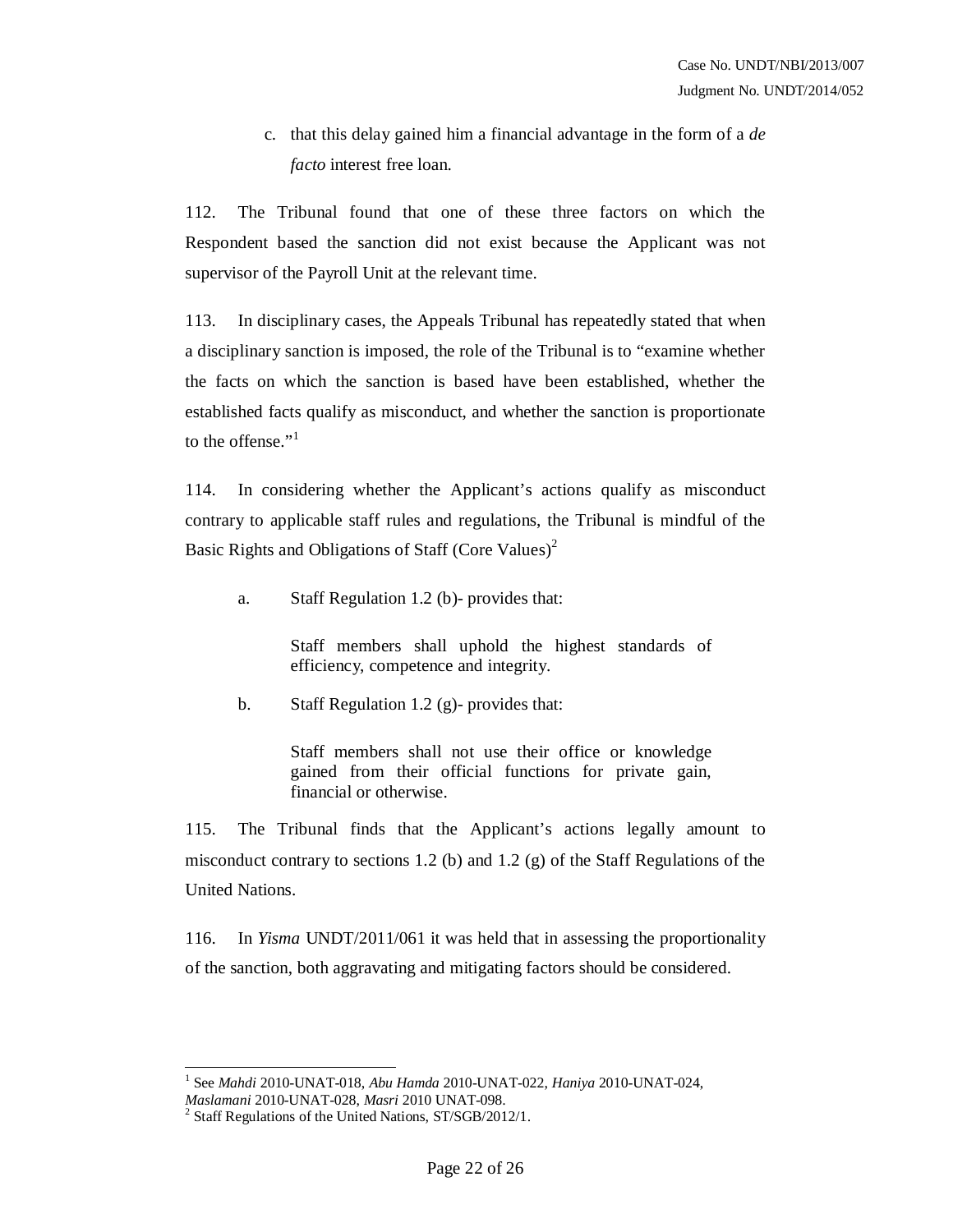c. that this delay gained him a financial advantage in the form of a *de facto* interest free loan.

112. The Tribunal found that one of these three factors on which the Respondent based the sanction did not exist because the Applicant was not supervisor of the Payroll Unit at the relevant time.

113. In disciplinary cases, the Appeals Tribunal has repeatedly stated that when a disciplinary sanction is imposed, the role of the Tribunal is to "examine whether the facts on which the sanction is based have been established, whether the established facts qualify as misconduct, and whether the sanction is proportionate to the offense."[1]

114. In considering whether the Applicant's actions qualify as misconduct contrary to applicable staff rules and regulations, the Tribunal is mindful of the Basic Rights and Obligations of Staff (Core Values)[2]

a. Staff Regulation 1.2 (b)- provides that:

> Staff members shall uphold the highest standards of efficiency, competence and integrity.

b. Staff Regulation 1.2 (g)- provides that:

> Staff members shall not use their office or knowledge gained from their official functions for private gain, financial or otherwise.

115. The Tribunal finds that the Applicant's actions legally amount to misconduct contrary to sections 1.2 (b) and 1.2 (g) of the Staff Regulations of the United Nations.

116. In *Yisma* UNDT/2011/061 it was held that in assessing the proportionality of the sanction, both aggravating and mitigating factors should be considered.

---

[1] See *Mahdi* 2010-UNAT-018, *Abu Hamda* 2010-UNAT-022, *Haniya* 2010-UNAT-024, *Maslamani* 2010-UNAT-028, *Masri* 2010 UNAT-098.

[2] Staff Regulations of the United Nations, ST/SGB/2012/1.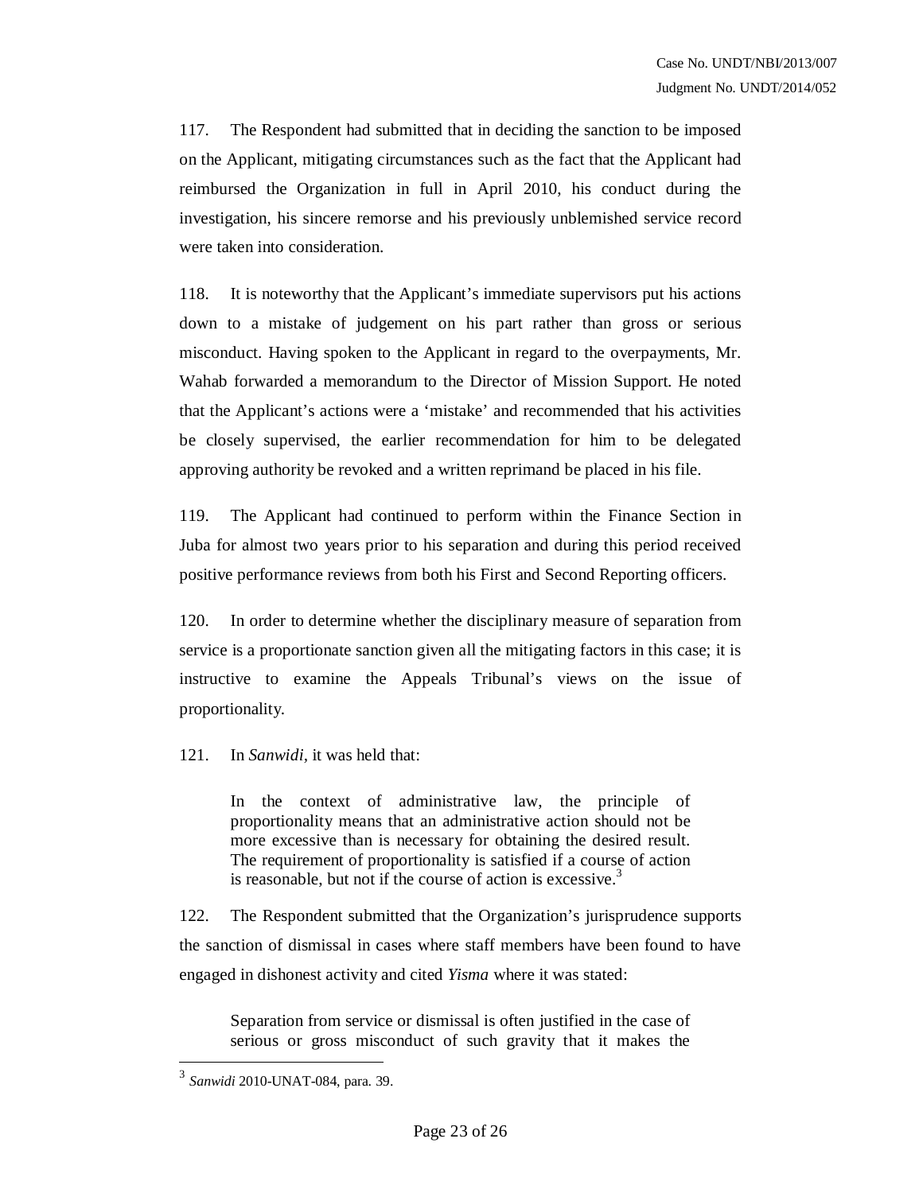117. The Respondent had submitted that in deciding the sanction to be imposed on the Applicant, mitigating circumstances such as the fact that the Applicant had reimbursed the Organization in full in April 2010, his conduct during the investigation, his sincere remorse and his previously unblemished service record were taken into consideration.

118. It is noteworthy that the Applicant's immediate supervisors put his actions down to a mistake of judgement on his part rather than gross or serious misconduct. Having spoken to the Applicant in regard to the overpayments, Mr. Wahab forwarded a memorandum to the Director of Mission Support. He noted that the Applicant's actions were a 'mistake' and recommended that his activities be closely supervised, the earlier recommendation for him to be delegated approving authority be revoked and a written reprimand be placed in his file.

119. The Applicant had continued to perform within the Finance Section in Juba for almost two years prior to his separation and during this period received positive performance reviews from both his First and Second Reporting officers.

120. In order to determine whether the disciplinary measure of separation from service is a proportionate sanction given all the mitigating factors in this case; it is instructive to examine the Appeals Tribunal's views on the issue of proportionality.

121. In *Sanwidi*, it was held that:

> In the context of administrative law, the principle of proportionality means that an administrative action should not be more excessive than is necessary for obtaining the desired result. The requirement of proportionality is satisfied if a course of action is reasonable, but not if the course of action is excessive.[3]

122. The Respondent submitted that the Organization's jurisprudence supports the sanction of dismissal in cases where staff members have been found to have engaged in dishonest activity and cited *Yisma* where it was stated:

> Separation from service or dismissal is often justified in the case of serious or gross misconduct of such gravity that it makes the

[3] *Sanwidi* 2010-UNAT-084, para. 39.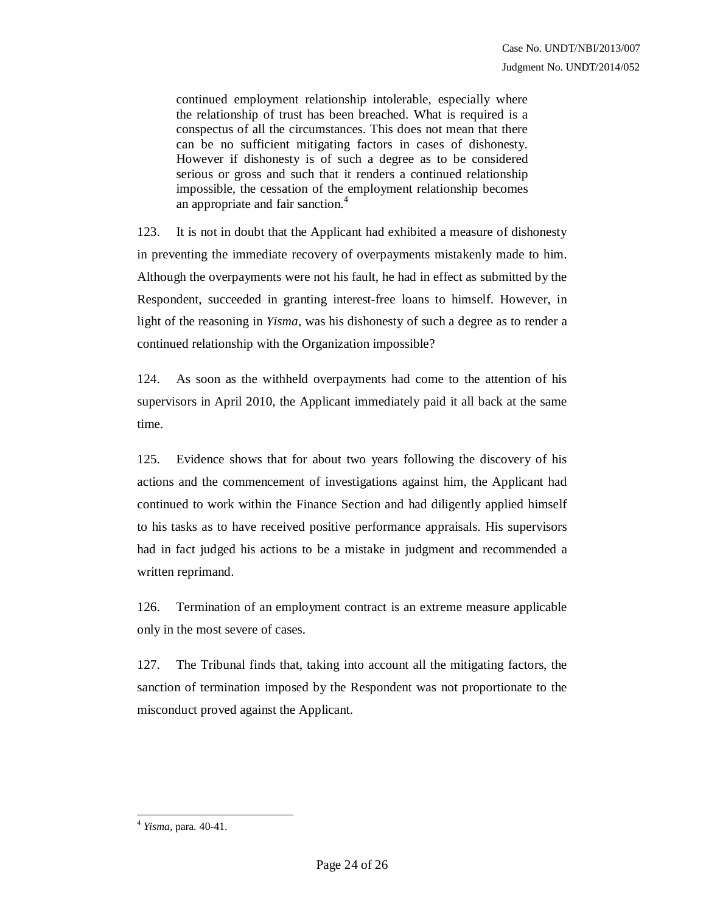> continued employment relationship intolerable, especially where the relationship of trust has been breached. What is required is a conspectus of all the circumstances. This does not mean that there can be no sufficient mitigating factors in cases of dishonesty. However if dishonesty is of such a degree as to be considered serious or gross and such that it renders a continued relationship impossible, the cessation of the employment relationship becomes an appropriate and fair sanction.[4]

123. It is not in doubt that the Applicant had exhibited a measure of dishonesty in preventing the immediate recovery of overpayments mistakenly made to him. Although the overpayments were not his fault, he had in effect as submitted by the Respondent, succeeded in granting interest-free loans to himself. However, in light of the reasoning in *Yisma*, was his dishonesty of such a degree as to render a continued relationship with the Organization impossible?

124. As soon as the withheld overpayments had come to the attention of his supervisors in April 2010, the Applicant immediately paid it all back at the same time.

125. Evidence shows that for about two years following the discovery of his actions and the commencement of investigations against him, the Applicant had continued to work within the Finance Section and had diligently applied himself to his tasks as to have received positive performance appraisals. His supervisors had in fact judged his actions to be a mistake in judgment and recommended a written reprimand.

126. Termination of an employment contract is an extreme measure applicable only in the most severe of cases.

127. The Tribunal finds that, taking into account all the mitigating factors, the sanction of termination imposed by the Respondent was not proportionate to the misconduct proved against the Applicant.

---

[4] *Yisma*, para. 40-41.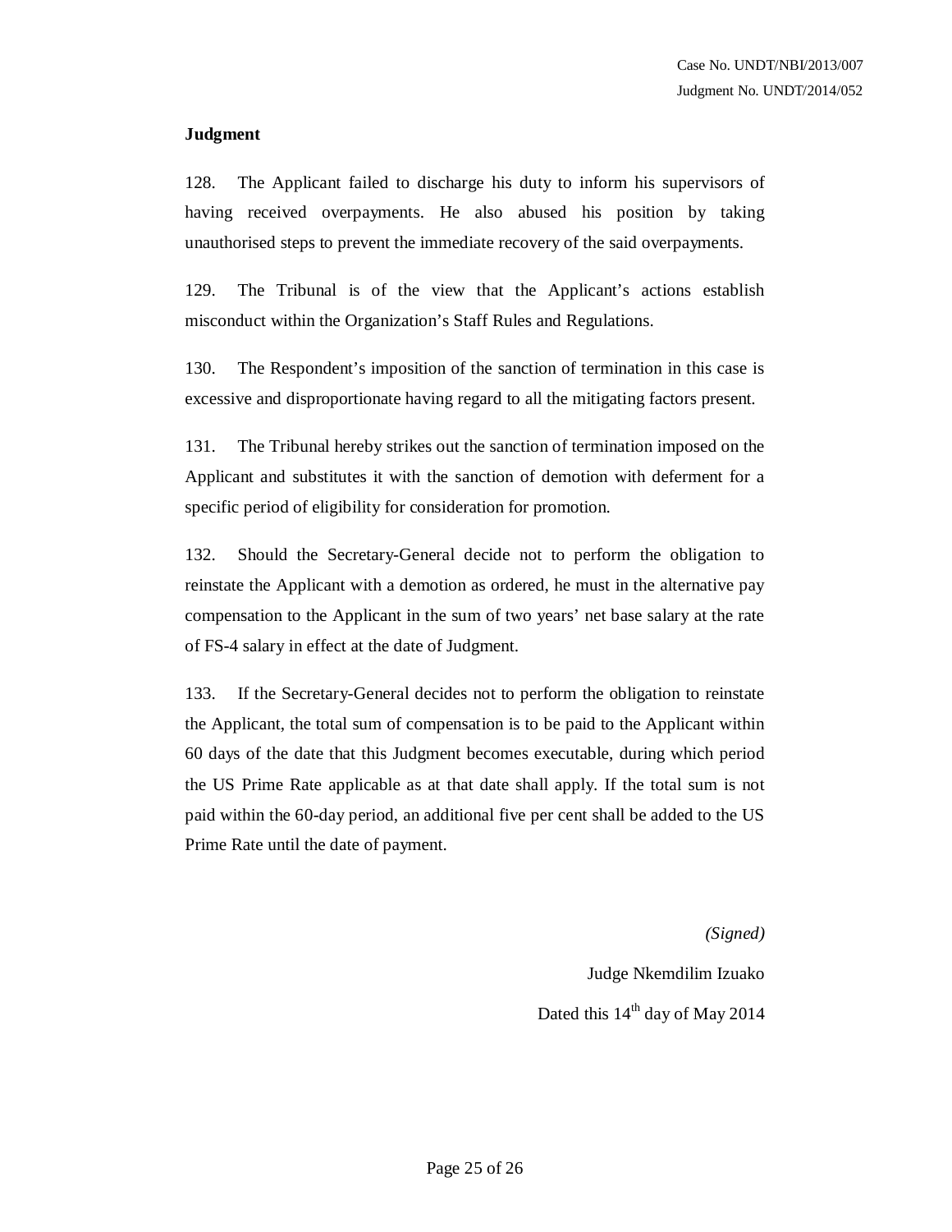**Judgment**

128. The Applicant failed to discharge his duty to inform his supervisors of having received overpayments. He also abused his position by taking unauthorised steps to prevent the immediate recovery of the said overpayments.

129. The Tribunal is of the view that the Applicant's actions establish misconduct within the Organization's Staff Rules and Regulations.

130. The Respondent's imposition of the sanction of termination in this case is excessive and disproportionate having regard to all the mitigating factors present.

131. The Tribunal hereby strikes out the sanction of termination imposed on the Applicant and substitutes it with the sanction of demotion with deferment for a specific period of eligibility for consideration for promotion.

132. Should the Secretary-General decide not to perform the obligation to reinstate the Applicant with a demotion as ordered, he must in the alternative pay compensation to the Applicant in the sum of two years' net base salary at the rate of FS-4 salary in effect at the date of Judgment.

133. If the Secretary-General decides not to perform the obligation to reinstate the Applicant, the total sum of compensation is to be paid to the Applicant within 60 days of the date that this Judgment becomes executable, during which period the US Prime Rate applicable as at that date shall apply. If the total sum is not paid within the 60-day period, an additional five per cent shall be added to the US Prime Rate until the date of payment.

*(Signed)*

Judge Nkemdilim Izuako

Dated this 14th day of May 2014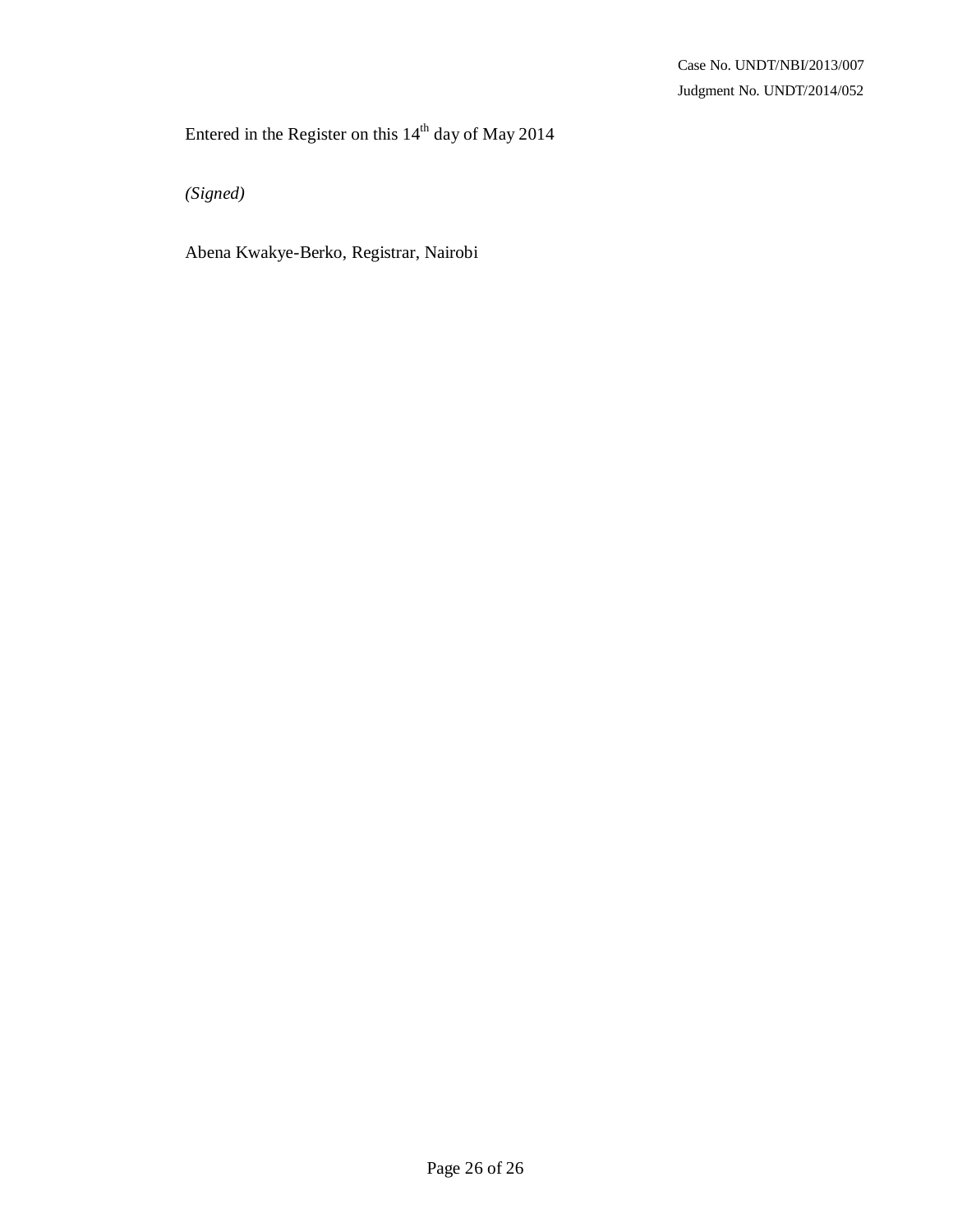Entered in the Register on this 14th day of May 2014

*(Signed)*

Abena Kwakye-Berko, Registrar, Nairobi